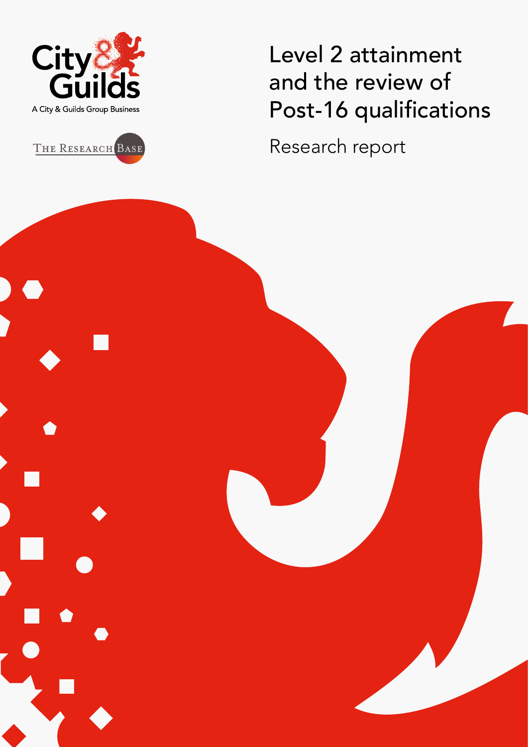City & Guilds

A City & Guilds Group Business

The Research Base

# Level 2 attainment and the review of Post-16 qualifications

## Research report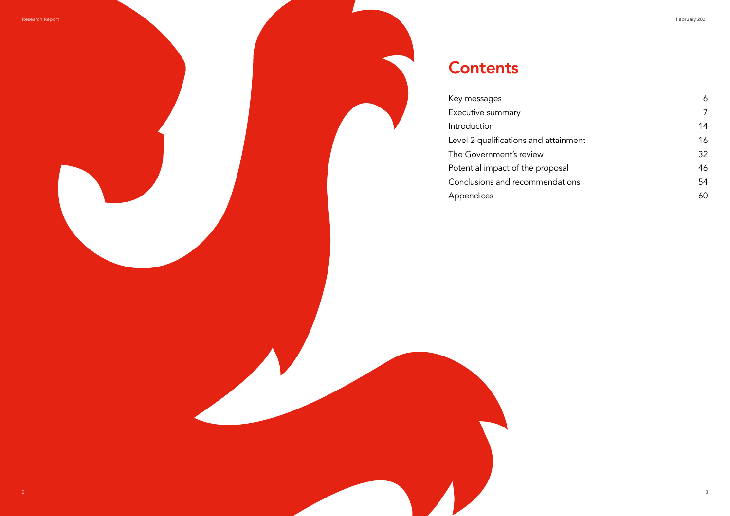# Contents

| | |
|---|---|
| Key messages | 6 |
| Executive summary | 7 |
| Introduction | 14 |
| Level 2 qualifications and attainment | 16 |
| The Government's review | 32 |
| Potential impact of the proposal | 46 |
| Conclusions and recommendations | 54 |
| Appendices | 60 |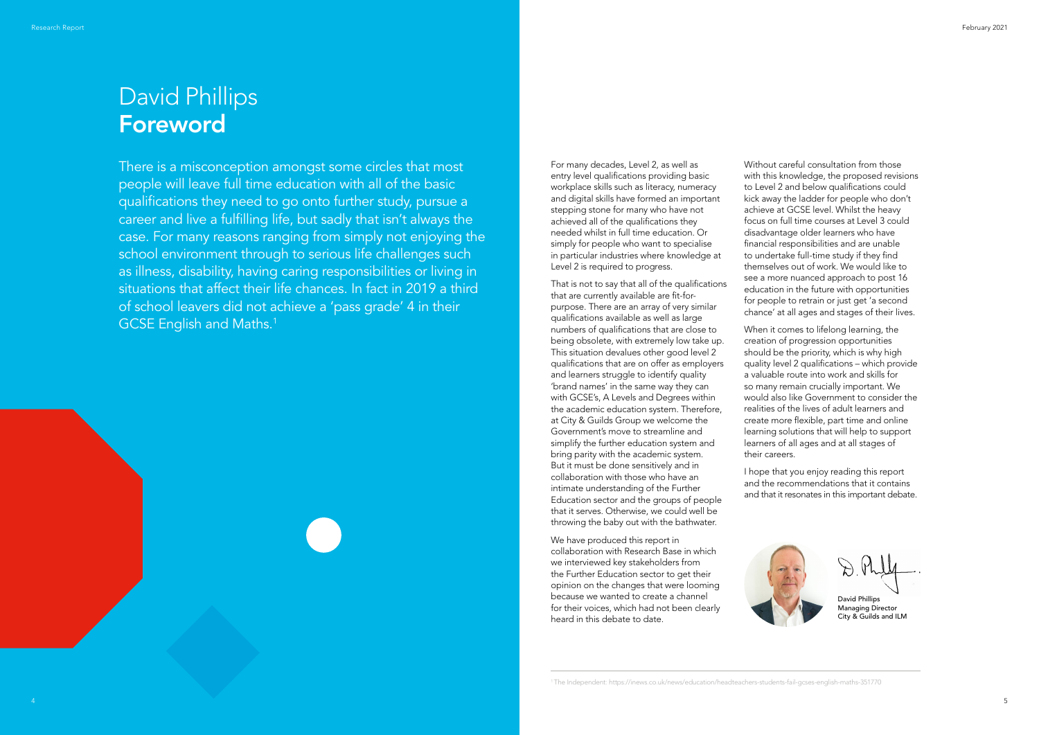# David Phillips
## Foreword

There is a misconception amongst some circles that most people will leave full time education with all of the basic qualifications they need to go onto further study, pursue a career and live a fulfilling life, but sadly that isn't always the case. For many reasons ranging from simply not enjoying the school environment through to serious life challenges such as illness, disability, having caring responsibilities or living in situations that affect their life chances. In fact in 2019 a third of school leavers did not achieve a 'pass grade' 4 in their GCSE English and Maths.[1]

For many decades, Level 2, as well as entry level qualifications providing basic workplace skills such as literacy, numeracy and digital skills have formed an important stepping stone for many who have not achieved all of the qualifications they needed whilst in full time education. Or simply for people who want to specialise in particular industries where knowledge at Level 2 is required to progress.

That is not to say that all of the qualifications that are currently available are fit-for-purpose. There are an array of very similar qualifications available as well as large numbers of qualifications that are close to being obsolete, with extremely low take up. This situation devalues other good level 2 qualifications that are on offer as employers and learners struggle to identify quality 'brand names' in the same way they can with GCSE's, A Levels and Degrees within the academic education system. Therefore, at City & Guilds Group we welcome the Government's move to streamline and simplify the further education system and bring parity with the academic system. But it must be done sensitively and in collaboration with those who have an intimate understanding of the Further Education sector and the groups of people that it serves. Otherwise, we could well be throwing the baby out with the bathwater.

We have produced this report in collaboration with Research Base in which we interviewed key stakeholders from the Further Education sector to get their opinion on the changes that were looming because we wanted to create a channel for their voices, which had not been clearly heard in this debate to date.

Without careful consultation from those with this knowledge, the proposed revisions to Level 2 and below qualifications could kick away the ladder for people who don't achieve at GCSE level. Whilst the heavy focus on full time courses at Level 3 could disadvantage older learners who have financial responsibilities and are unable to undertake full-time study if they find themselves out of work. We would like to see a more nuanced approach to post 16 education in the future with opportunities for people to retrain or just get 'a second chance' at all ages and stages of their lives.

When it comes to lifelong learning, the creation of progression opportunities should be the priority, which is why high quality level 2 qualifications – which provide a valuable route into work and skills for so many remain crucially important. We would also like Government to consider the realities of the lives of adult learners and create more flexible, part time and online learning solutions that will help to support learners of all ages and at all stages of their careers.

I hope that you enjoy reading this report and the recommendations that it contains and that it resonates in this important debate.

**David Phillips**
Managing Director
City & Guilds and ILM

[1] The Independent: https://inews.co.uk/news/education/headteachers-students-fail-gcses-english-maths-351770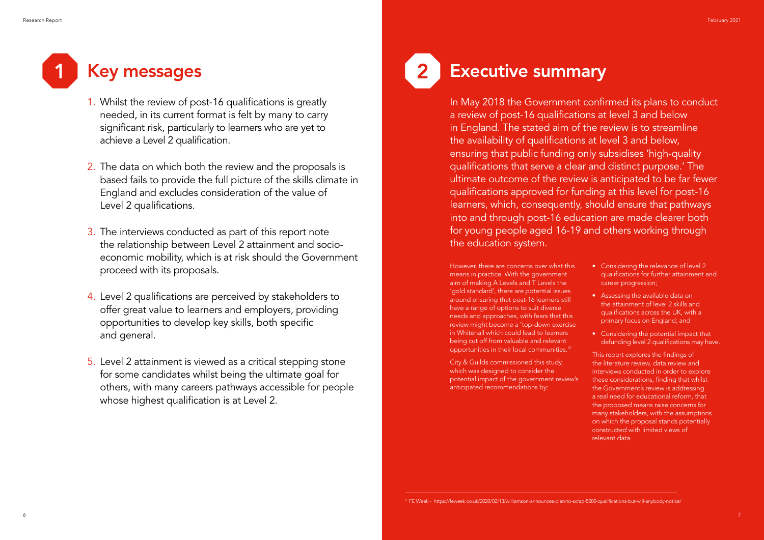# 1 Key messages

1. Whilst the review of post-16 qualifications is greatly needed, in its current format is felt by many to carry significant risk, particularly to learners who are yet to achieve a Level 2 qualification.

2. The data on which both the review and the proposals is based fails to provide the full picture of the skills climate in England and excludes consideration of the value of Level 2 qualifications.

3. The interviews conducted as part of this report note the relationship between Level 2 attainment and socio-economic mobility, which is at risk should the Government proceed with its proposals.

4. Level 2 qualifications are perceived by stakeholders to offer great value to learners and employers, providing opportunities to develop key skills, both specific and general.

5. Level 2 attainment is viewed as a critical stepping stone for some candidates whilst being the ultimate goal for others, with many careers pathways accessible for people whose highest qualification is at Level 2.

# 2 Executive summary

In May 2018 the Government confirmed its plans to conduct a review of post-16 qualifications at level 3 and below in England. The stated aim of the review is to streamline the availability of qualifications at level 3 and below, ensuring that public funding only subsidises 'high-quality qualifications that serve a clear and distinct purpose.' The ultimate outcome of the review is anticipated to be far fewer qualifications approved for funding at this level for post-16 learners, which, consequently, should ensure that pathways into and through post-16 education are made clearer both for young people aged 16-19 and others working through the education system.

However, there are concerns over what this means in practice. With the government aim of making A Levels and T Levels the 'gold standard', there are potential issues around ensuring that post-16 learners still have a range of options to suit diverse needs and approaches, with fears that this review might become a 'top-down exercise in Whitehall which could lead to learners being cut off from valuable and relevant opportunities in their local communities.'[2]

City & Guilds commissioned this study, which was designed to consider the potential impact of the government review's anticipated recommendations by:

- Considering the relevance of level 2 qualifications for further attainment and career progression;
- Assessing the available data on the attainment of level 2 skills and qualifications across the UK, with a primary focus on England; and
- Considering the potential impact that defunding level 2 qualifications may have.

This report explores the findings of the literature review, data review and interviews conducted in order to explore these considerations, finding that whilst the Government's review is addressing a real need for educational reform, that the proposed means raise concerns for many stakeholders, with the assumptions on which the proposal stands potentially constructed with limited views of relevant data.

[2] FE Week - https://feweek.co.uk/2020/02/13/williamson-announces-plan-to-scrap-5000-qualifications-but-will-anybody-notice/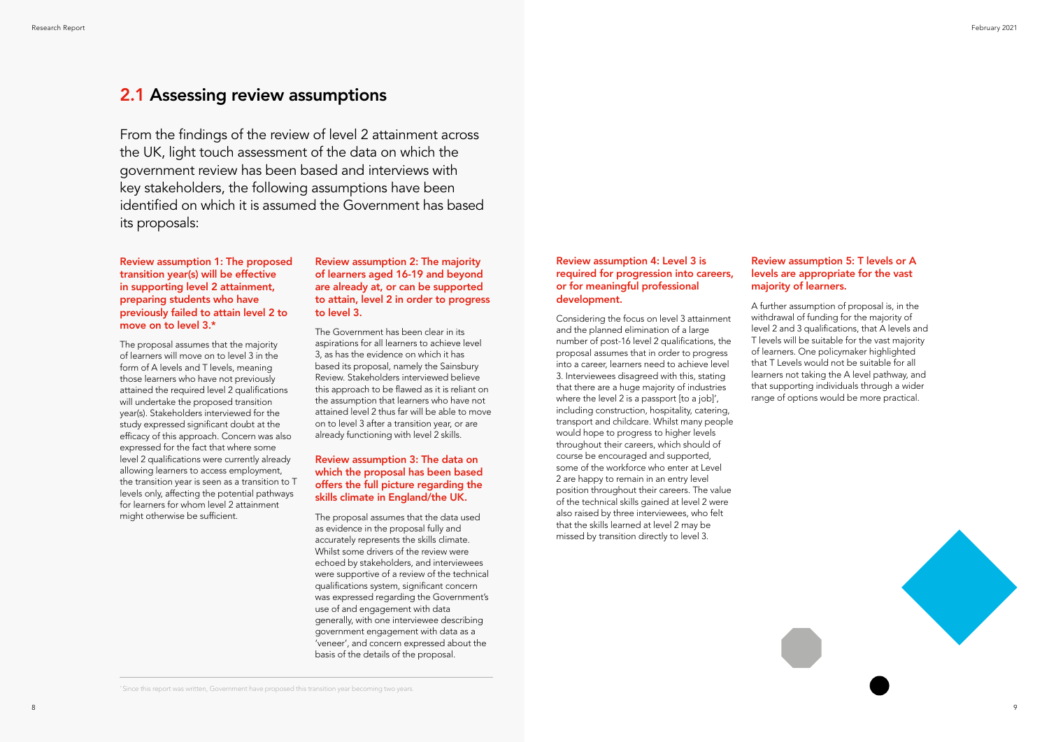## 2.1 Assessing review assumptions

From the findings of the review of level 2 attainment across the UK, light touch assessment of the data on which the government review has been based and interviews with key stakeholders, the following assumptions have been identified on which it is assumed the Government has based its proposals:

**Review assumption 1: The proposed transition year(s) will be effective in supporting level 2 attainment, preparing students who have previously failed to attain level 2 to move on to level 3.***

The proposal assumes that the majority of learners will move on to level 3 in the form of A levels and T levels, meaning those learners who have not previously attained the required level 2 qualifications will undertake the proposed transition year(s). Stakeholders interviewed for the study expressed significant doubt at the efficacy of this approach. Concern was also expressed for the fact that where some level 2 qualifications were currently already allowing learners to access employment, the transition year is seen as a transition to T levels only, affecting the potential pathways for learners for whom level 2 attainment might otherwise be sufficient.

**Review assumption 2: The majority of learners aged 16-19 and beyond are already at, or can be supported to attain, level 2 in order to progress to level 3.**

The Government has been clear in its aspirations for all learners to achieve level 3, as has the evidence on which it has based its proposal, namely the Sainsbury Review. Stakeholders interviewed believe this approach to be flawed as it is reliant on the assumption that learners who have not attained level 2 thus far will be able to move on to level 3 after a transition year, or are already functioning with level 2 skills.

**Review assumption 3: The data on which the proposal has been based offers the full picture regarding the skills climate in England/the UK.**

The proposal assumes that the data used as evidence in the proposal fully and accurately represents the skills climate. Whilst some drivers of the review were echoed by stakeholders, and interviewees were supportive of a review of the technical qualifications system, significant concern was expressed regarding the Government's use of and engagement with data generally, with one interviewee describing government engagement with data as a 'veneer', and concern expressed about the basis of the details of the proposal.

**Review assumption 4: Level 3 is required for progression into careers, or for meaningful professional development.**

Considering the focus on level 3 attainment and the planned elimination of a large number of post-16 level 2 qualifications, the proposal assumes that in order to progress into a career, learners need to achieve level 3. Interviewees disagreed with this, stating that there are a huge majority of industries where the level 2 is a passport [to a job]', including construction, hospitality, catering, transport and childcare. Whilst many people would hope to progress to higher levels throughout their careers, which should of course be encouraged and supported, some of the workforce who enter at Level 2 are happy to remain in an entry level position throughout their careers. The value of the technical skills gained at level 2 were also raised by three interviewees, who felt that the skills learned at level 2 may be missed by transition directly to level 3.

**Review assumption 5: T levels or A levels are appropriate for the vast majority of learners.**

A further assumption of proposal is, in the withdrawal of funding for the majority of level 2 and 3 qualifications, that A levels and T levels will be suitable for the vast majority of learners. One policymaker highlighted that T Levels would not be suitable for all learners not taking the A level pathway, and that supporting individuals through a wider range of options would be more practical.

*Since this report was written, Government have proposed this transition year becoming two years.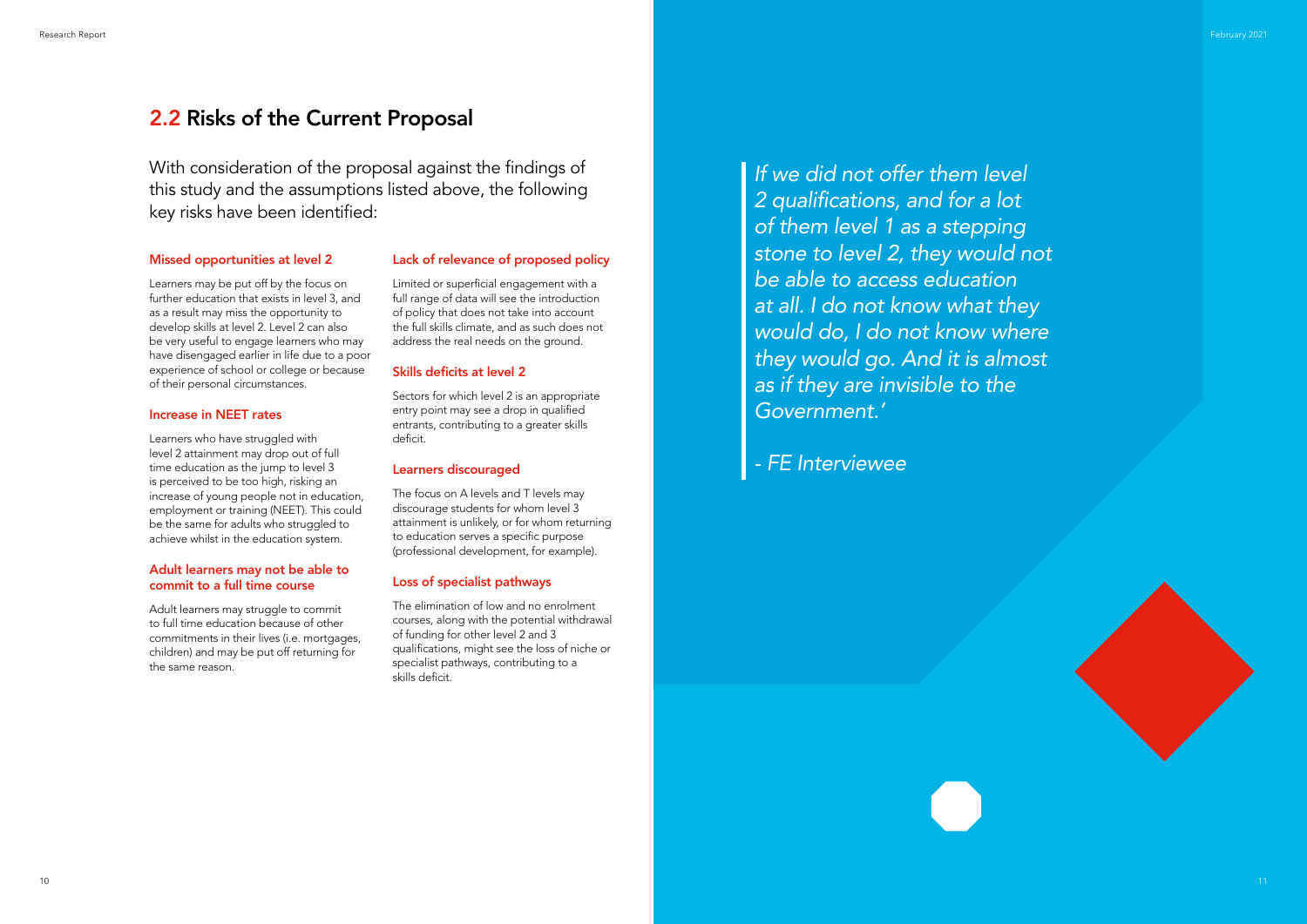## 2.2 Risks of the Current Proposal

With consideration of the proposal against the findings of this study and the assumptions listed above, the following key risks have been identified:

### Missed opportunities at level 2

Learners may be put off by the focus on further education that exists in level 3, and as a result may miss the opportunity to develop skills at level 2. Level 2 can also be very useful to engage learners who may have disengaged earlier in life due to a poor experience of school or college or because of their personal circumstances.

### Increase in NEET rates

Learners who have struggled with level 2 attainment may drop out of full time education as the jump to level 3 is perceived to be too high, risking an increase of young people not in education, employment or training (NEET). This could be the same for adults who struggled to achieve whilst in the education system.

### Adult learners may not be able to commit to a full time course

Adult learners may struggle to commit to full time education because of other commitments in their lives (i.e. mortgages, children) and may be put off returning for the same reason.

### Lack of relevance of proposed policy

Limited or superficial engagement with a full range of data will see the introduction of policy that does not take into account the full skills climate, and as such does not address the real needs on the ground.

### Skills deficits at level 2

Sectors for which level 2 is an appropriate entry point may see a drop in qualified entrants, contributing to a greater skills deficit.

### Learners discouraged

The focus on A levels and T levels may discourage students for whom level 3 attainment is unlikely, or for whom returning to education serves a specific purpose (professional development, for example).

### Loss of specialist pathways

The elimination of low and no enrolment courses, along with the potential withdrawal of funding for other level 2 and 3 qualifications, might see the loss of niche or specialist pathways, contributing to a skills deficit.

> *If we did not offer them level 2 qualifications, and for a lot of them level 1 as a stepping stone to level 2, they would not be able to access education at all. I do not know what they would do, I do not know where they would go. And it is almost as if they are invisible to the Government.'*
>
> *- FE Interviewee*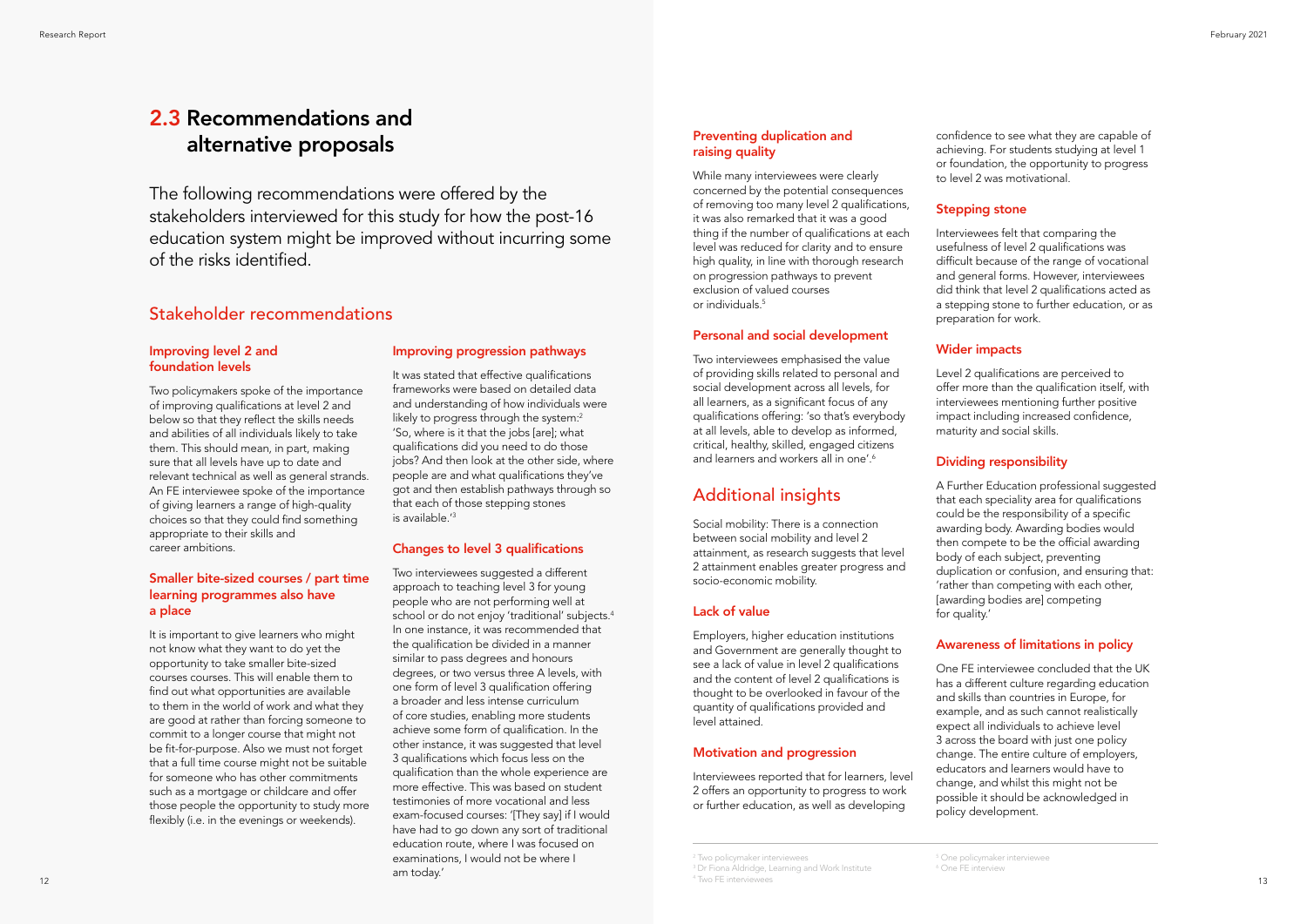## 2.3 Recommendations and alternative proposals

The following recommendations were offered by the stakeholders interviewed for this study for how the post-16 education system might be improved without incurring some of the risks identified.

### Stakeholder recommendations

#### Improving level 2 and foundation levels

Two policymakers spoke of the importance of improving qualifications at level 2 and below so that they reflect the skills needs and abilities of all individuals likely to take them. This should mean, in part, making sure that all levels have up to date and relevant technical as well as general strands. An FE interviewee spoke of the importance of giving learners a range of high-quality choices so that they could find something appropriate to their skills and career ambitions.

#### Smaller bite-sized courses / part time learning programmes also have a place

It is important to give learners who might not know what they want to do yet the opportunity to take smaller bite-sized courses courses. This will enable them to find out what opportunities are available to them in the world of work and what they are good at rather than forcing someone to commit to a longer course that might not be fit-for-purpose. Also we must not forget that a full time course might not be suitable for someone who has other commitments such as a mortgage or childcare and offer those people the opportunity to study more flexibly (i.e. in the evenings or weekends).

#### Improving progression pathways

It was stated that effective qualifications frameworks were based on detailed data and understanding of how individuals were likely to progress through the system:[2] 'So, where is it that the jobs [are]; what qualifications did you need to do those jobs? And then look at the other side, where people are and what qualifications they've got and then establish pathways through so that each of those stepping stones is available.'[3]

#### Changes to level 3 qualifications

Two interviewees suggested a different approach to teaching level 3 for young people who are not performing well at school or do not enjoy 'traditional' subjects.[4] In one instance, it was recommended that the qualification be divided in a manner similar to pass degrees and honours degrees, or two versus three A levels, with one form of level 3 qualification offering a broader and less intense curriculum of core studies, enabling more students achieve some form of qualification. In the other instance, it was suggested that level 3 qualifications which focus less on the qualification than the whole experience are more effective. This was based on student testimonies of more vocational and less exam-focused courses: '[They say] if I would have had to go down any sort of traditional education route, where I was focused on examinations, I would not be where I am today.'

#### Preventing duplication and raising quality

While many interviewees were clearly concerned by the potential consequences of removing too many level 2 qualifications, it was also remarked that it was a good thing if the number of qualifications at each level was reduced for clarity and to ensure high quality, in line with thorough research on progression pathways to prevent exclusion of valued courses or individuals.[5]

#### Personal and social development

Two interviewees emphasised the value of providing skills related to personal and social development across all levels, for all learners, as a significant focus of any qualifications offering: 'so that's everybody at all levels, able to develop as informed, critical, healthy, skilled, engaged citizens and learners and workers all in one'.[6]

### Additional insights

Social mobility: There is a connection between social mobility and level 2 attainment, as research suggests that level 2 attainment enables greater progress and socio-economic mobility.

#### Lack of value

Employers, higher education institutions and Government are generally thought to see a lack of value in level 2 qualifications and the content of level 2 qualifications is thought to be overlooked in favour of the quantity of qualifications provided and level attained.

#### Motivation and progression

Interviewees reported that for learners, level 2 offers an opportunity to progress to work or further education, as well as developing confidence to see what they are capable of achieving. For students studying at level 1 or foundation, the opportunity to progress to level 2 was motivational.

#### Stepping stone

Interviewees felt that comparing the usefulness of level 2 qualifications was difficult because of the range of vocational and general forms. However, interviewees did think that level 2 qualifications acted as a stepping stone to further education, or as preparation for work.

#### Wider impacts

Level 2 qualifications are perceived to offer more than the qualification itself, with interviewees mentioning further positive impact including increased confidence, maturity and social skills.

#### Dividing responsibility

A Further Education professional suggested that each speciality area for qualifications could be the responsibility of a specific awarding body. Awarding bodies would then compete to be the official awarding body of each subject, preventing duplication or confusion, and ensuring that: 'rather than competing with each other, [awarding bodies are] competing for quality.'

#### Awareness of limitations in policy

One FE interviewee concluded that the UK has a different culture regarding education and skills than countries in Europe, for example, and as such cannot realistically expect all individuals to achieve level 3 across the board with just one policy change. The entire culture of employers, educators and learners would have to change, and whilst this might not be possible it should be acknowledged in policy development.

---

[2] Two policymaker interviewees
[3] Dr Fiona Aldridge, Learning and Work Institute
[4] Two FE interviewees
[5] One policymaker interviewee
[6] One FE interview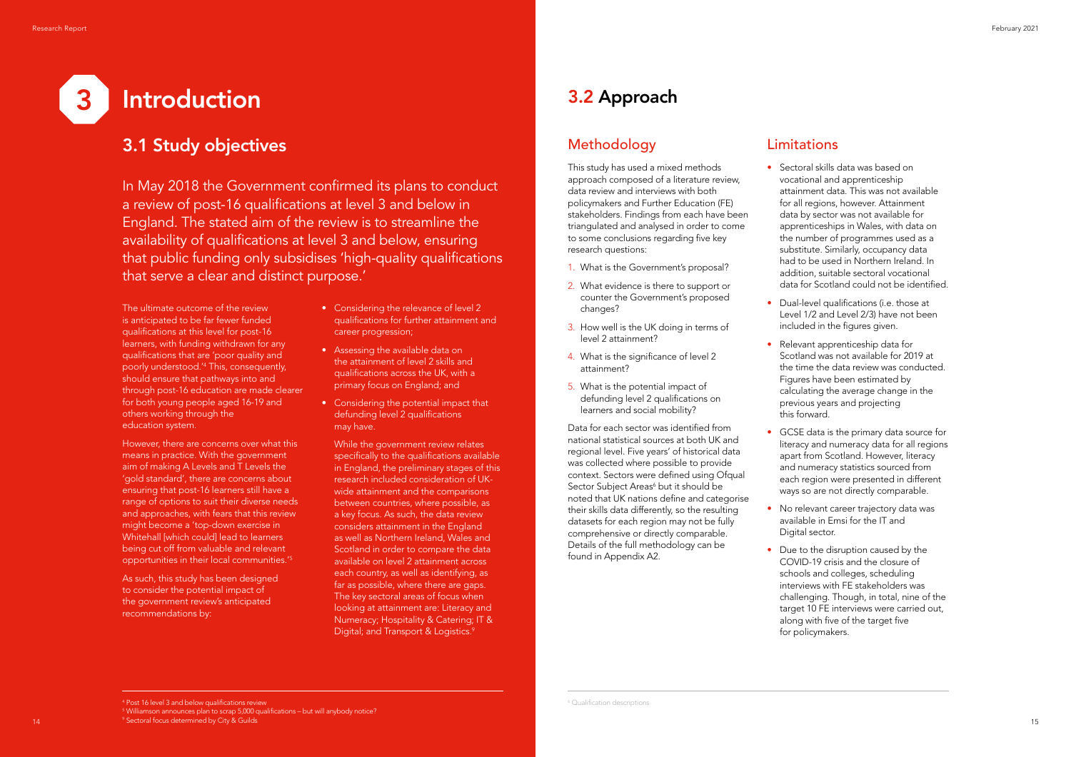# 3 Introduction

## 3.1 Study objectives

In May 2018 the Government confirmed its plans to conduct a review of post-16 qualifications at level 3 and below in England. The stated aim of the review is to streamline the availability of qualifications at level 3 and below, ensuring that public funding only subsidises 'high-quality qualifications that serve a clear and distinct purpose.'

The ultimate outcome of the review is anticipated to be far fewer funded qualifications at this level for post-16 learners, with funding withdrawn for any qualifications that are 'poor quality and poorly understood.'[4] This, consequently, should ensure that pathways into and through post-16 education are made clearer for both young people aged 16-19 and others working through the education system.

However, there are concerns over what this means in practice. With the government aim of making A Levels and T Levels the 'gold standard', there are concerns about ensuring that post-16 learners still have a range of options to suit their diverse needs and approaches, with fears that this review might become a 'top-down exercise in Whitehall [which could] lead to learners being cut off from valuable and relevant opportunities in their local communities.'[5]

As such, this study has been designed to consider the potential impact of the government review's anticipated recommendations by:

- Considering the relevance of level 2 qualifications for further attainment and career progression;
- Assessing the available data on the attainment of level 2 skills and qualifications across the UK, with a primary focus on England; and
- Considering the potential impact that defunding level 2 qualifications may have.

While the government review relates specifically to the qualifications available in England, the preliminary stages of this research included consideration of UK-wide attainment and the comparisons between countries, where possible, as a key focus. As such, the data review considers attainment in the England as well as Northern Ireland, Wales and Scotland in order to compare the data available on level 2 attainment across each country, as well as identifying, as far as possible, where there are gaps. The key sectoral areas of focus when looking at attainment are: Literacy and Numeracy; Hospitality & Catering; IT & Digital; and Transport & Logistics.[9]

## 3.2 Approach

### Methodology

This study has used a mixed methods approach composed of a literature review, data review and interviews with both policymakers and Further Education (FE) stakeholders. Findings from each have been triangulated and analysed in order to come to some conclusions regarding five key research questions:

1. What is the Government's proposal?
2. What evidence is there to support or counter the Government's proposed changes?
3. How well is the UK doing in terms of level 2 attainment?
4. What is the significance of level 2 attainment?
5. What is the potential impact of defunding level 2 qualifications on learners and social mobility?

Data for each sector was identified from national statistical sources at both UK and regional level. Five years' of historical data was collected where possible to provide context. Sectors were defined using Ofqual Sector Subject Areas[6] but it should be noted that UK nations define and categorise their skills data differently, so the resulting datasets for each region may not be fully comprehensive or directly comparable. Details of the full methodology can be found in Appendix A2.

### Limitations

- Sectoral skills data was based on vocational and apprenticeship attainment data. This was not available for all regions, however. Attainment data by sector was not available for apprenticeships in Wales, with data on the number of programmes used as a substitute. Similarly, occupancy data had to be used in Northern Ireland. In addition, suitable sectoral vocational data for Scotland could not be identified.
- Dual-level qualifications (i.e. those at Level 1/2 and Level 2/3) have not been included in the figures given.
- Relevant apprenticeship data for Scotland was not available for 2019 at the time the data review was conducted. Figures have been estimated by calculating the average change in the previous years and projecting this forward.
- GCSE data is the primary data source for literacy and numeracy data for all regions apart from Scotland. However, literacy and numeracy statistics sourced from each region were presented in different ways so are not directly comparable.
- No relevant career trajectory data was available in Emsi for the IT and Digital sector.
- Due to the disruption caused by the COVID-19 crisis and the closure of schools and colleges, scheduling interviews with FE stakeholders was challenging. Though, in total, nine of the target 10 FE interviews were carried out, along with five of the target five for policymakers.

---

[4] Post 16 level 3 and below qualifications review
[5] Williamson announces plan to scrap 5,000 qualifications – but will anybody notice?
[9] Sectoral focus determined by City & Guilds
[6] Qualification descriptions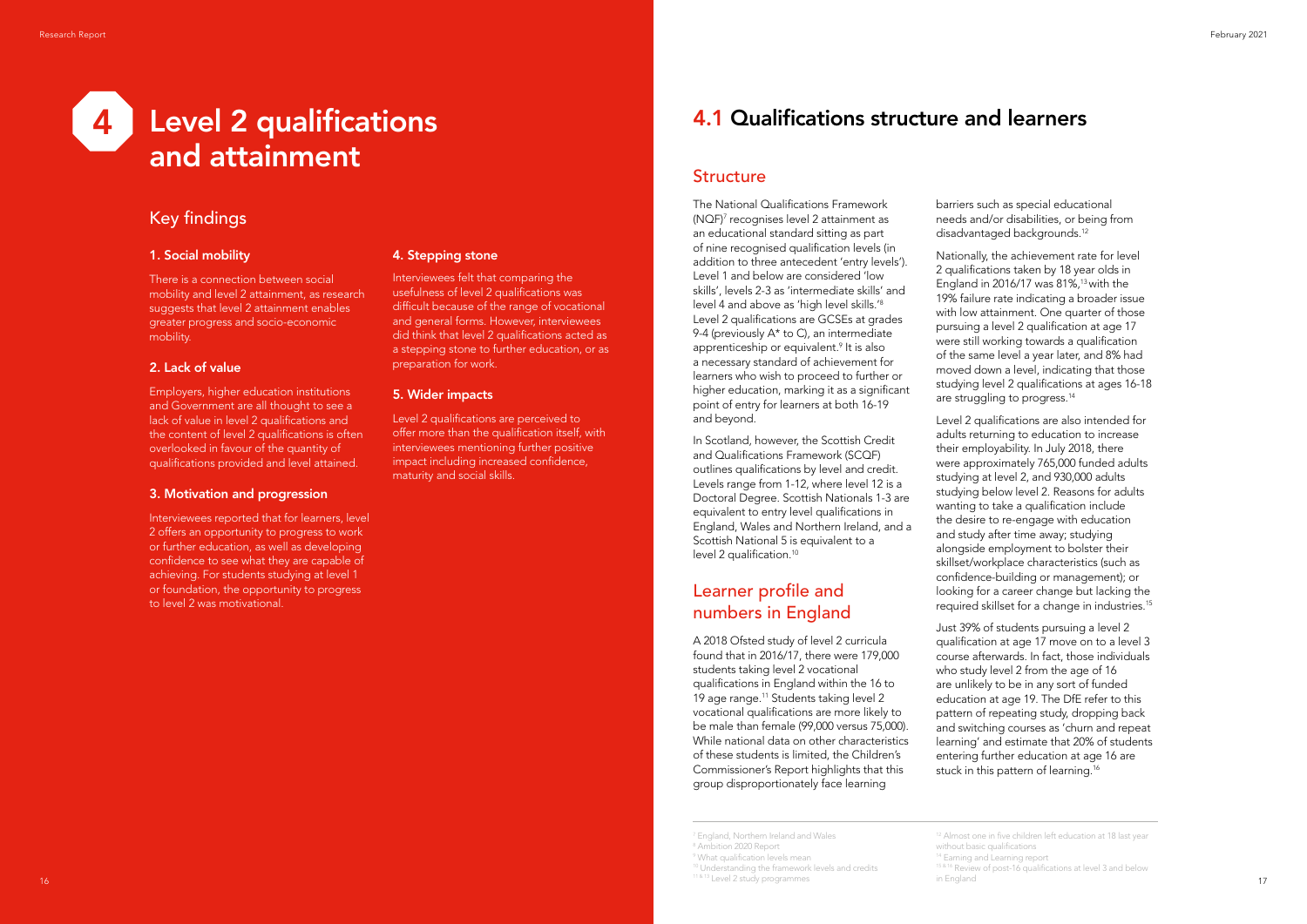# 4 Level 2 qualifications and attainment

## Key findings

### 1. Social mobility

There is a connection between social mobility and level 2 attainment, as research suggests that level 2 attainment enables greater progress and socio-economic mobility.

### 2. Lack of value

Employers, higher education institutions and Government are all thought to see a lack of value in level 2 qualifications and the content of level 2 qualifications is often overlooked in favour of the quantity of qualifications provided and level attained.

### 3. Motivation and progression

Interviewees reported that for learners, level 2 offers an opportunity to progress to work or further education, as well as developing confidence to see what they are capable of achieving. For students studying at level 1 or foundation, the opportunity to progress to level 2 was motivational.

### 4. Stepping stone

Interviewees felt that comparing the usefulness of level 2 qualifications was difficult because of the range of vocational and general forms. However, interviewees did think that level 2 qualifications acted as a stepping stone to further education, or as preparation for work.

### 5. Wider impacts

Level 2 qualifications are perceived to offer more than the qualification itself, with interviewees mentioning further positive impact including increased confidence, maturity and social skills.

## 4.1 Qualifications structure and learners

### Structure

The National Qualifications Framework (NQF)[7] recognises level 2 attainment as an educational standard sitting as part of nine recognised qualification levels (in addition to three antecedent 'entry levels'). Level 1 and below are considered 'low skills', levels 2-3 as 'intermediate skills' and level 4 and above as 'high level skills.'[8] Level 2 qualifications are GCSEs at grades 9-4 (previously A* to C), an intermediate apprenticeship or equivalent.[9] It is also a necessary standard of achievement for learners who wish to proceed to further or higher education, marking it as a significant point of entry for learners at both 16-19 and beyond.

In Scotland, however, the Scottish Credit and Qualifications Framework (SCQF) outlines qualifications by level and credit. Levels range from 1-12, where level 12 is a Doctoral Degree. Scottish Nationals 1-3 are equivalent to entry level qualifications in England, Wales and Northern Ireland, and a Scottish National 5 is equivalent to a level 2 qualification.[10]

### Learner profile and numbers in England

A 2018 Ofsted study of level 2 curricula found that in 2016/17, there were 179,000 students taking level 2 vocational qualifications in England within the 16 to 19 age range.[11] Students taking level 2 vocational qualifications are more likely to be male than female (99,000 versus 75,000). While national data on other characteristics of these students is limited, the Children's Commissioner's Report highlights that this group disproportionately face learning barriers such as special educational needs and/or disabilities, or being from disadvantaged backgrounds.[12]

Nationally, the achievement rate for level 2 qualifications taken by 18 year olds in England in 2016/17 was 81%,[13] with the 19% failure rate indicating a broader issue with low attainment. One quarter of those pursuing a level 2 qualification at age 17 were still working towards a qualification of the same level a year later, and 8% had moved down a level, indicating that those studying level 2 qualifications at ages 16-18 are struggling to progress.[14]

Level 2 qualifications are also intended for adults returning to education to increase their employability. In July 2018, there were approximately 765,000 funded adults studying at level 2, and 930,000 adults studying below level 2. Reasons for adults wanting to take a qualification include the desire to re-engage with education and study after time away; studying alongside employment to bolster their skillset/workplace characteristics (such as confidence-building or management); or looking for a career change but lacking the required skillset for a change in industries.[15]

Just 39% of students pursuing a level 2 qualification at age 17 move on to a level 3 course afterwards. In fact, those individuals who study level 2 from the age of 16 are unlikely to be in any sort of funded education at age 19. The DfE refer to this pattern of repeating study, dropping back and switching courses as 'churn and repeat learning' and estimate that 20% of students entering further education at age 16 are stuck in this pattern of learning.[16]

---

[7] England, Northern Ireland and Wales
[8] Ambition 2020 Report
[9] What qualification levels mean
[10] Understanding the framework levels and credits
[11 & 13] Level 2 study programmes
[12] Almost one in five children left education at 18 last year without basic qualifications
[14] Earning and Learning report
[15 & 16] Review of post-16 qualifications at level 3 and below in England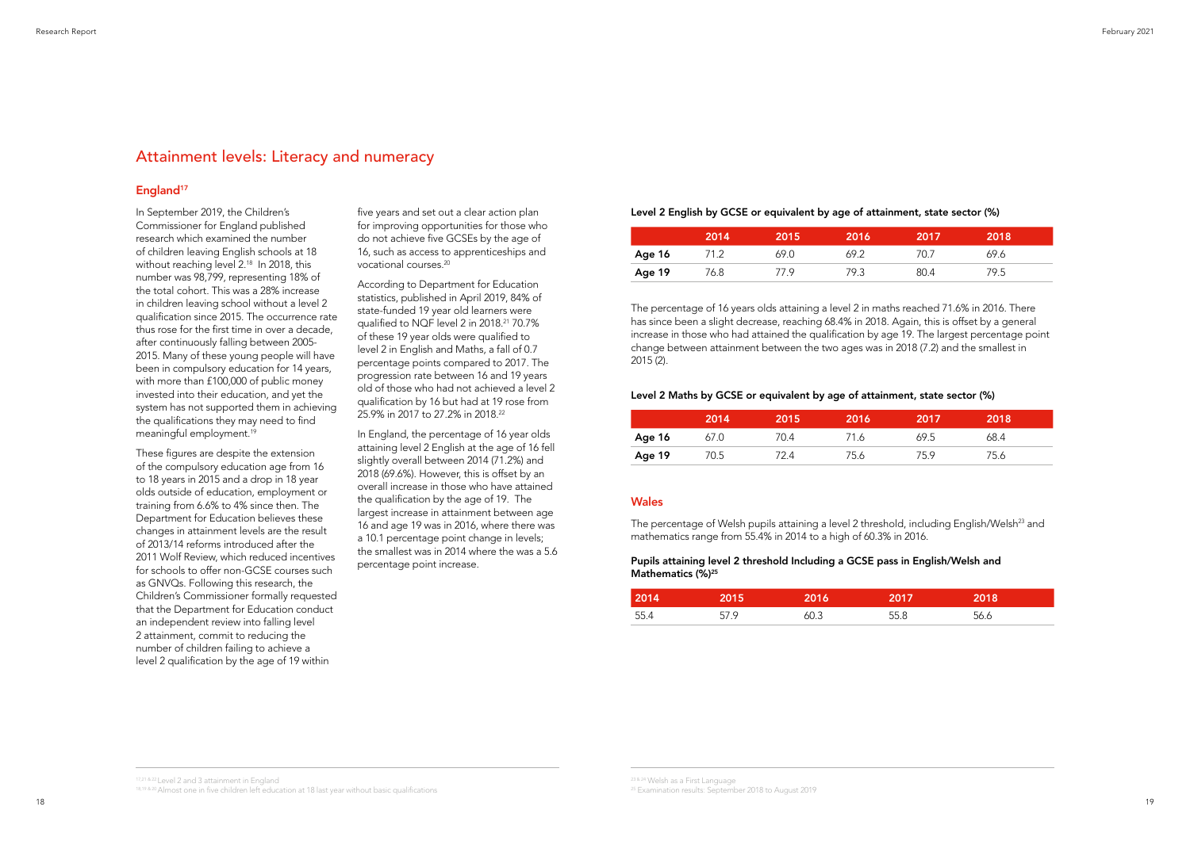## Attainment levels: Literacy and numeracy

### England[17]

In September 2019, the Children's Commissioner for England published research which examined the number of children leaving English schools at 18 without reaching level 2.[18] In 2018, this number was 98,799, representing 18% of the total cohort. This was a 28% increase in children leaving school without a level 2 qualification since 2015. The occurrence rate thus rose for the first time in over a decade, after continuously falling between 2005-2015. Many of these young people will have been in compulsory education for 14 years, with more than £100,000 of public money invested into their education, and yet the system has not supported them in achieving the qualifications they may need to find meaningful employment.[19]

These figures are despite the extension of the compulsory education age from 16 to 18 years in 2015 and a drop in 18 year olds outside of education, employment or training from 6.6% to 4% since then. The Department for Education believes these changes in attainment levels are the result of 2013/14 reforms introduced after the 2011 Wolf Review, which reduced incentives for schools to offer non-GCSE courses such as GNVQs. Following this research, the Children's Commissioner formally requested that the Department for Education conduct an independent review into falling level 2 attainment, commit to reducing the number of children failing to achieve a level 2 qualification by the age of 19 within five years and set out a clear action plan for improving opportunities for those who do not achieve five GCSEs by the age of 16, such as access to apprenticeships and vocational courses.[20]

According to Department for Education statistics, published in April 2019, 84% of state-funded 19 year old learners were qualified to NQF level 2 in 2018.[21] 70.7% of these 19 year olds were qualified to level 2 in English and Maths, a fall of 0.7 percentage points compared to 2017. The progression rate between 16 and 19 years old of those who had not achieved a level 2 qualification by 16 but had at 19 rose from 25.9% in 2017 to 27.2% in 2018.[22]

In England, the percentage of 16 year olds attaining level 2 English at the age of 16 fell slightly overall between 2014 (71.2%) and 2018 (69.6%). However, this is offset by an overall increase in those who have attained the qualification by the age of 19. The largest increase in attainment between age 16 and age 19 was in 2016, where there was a 10.1 percentage point change in levels; the smallest was in 2014 where the was a 5.6 percentage point increase.

**Level 2 English by GCSE or equivalent by age of attainment, state sector (%)**

| | 2014 | 2015 | 2016 | 2017 | 2018 |
|---|---|---|---|---|---|
| **Age 16** | 71.2 | 69.0 | 69.2 | 70.7 | 69.6 |
| **Age 19** | 76.8 | 77.9 | 79.3 | 80.4 | 79.5 |

The percentage of 16 years olds attaining a level 2 in maths reached 71.6% in 2016. There has since been a slight decrease, reaching 68.4% in 2018. Again, this is offset by a general increase in those who had attained the qualification by age 19. The largest percentage point change between attainment between the two ages was in 2018 (7.2) and the smallest in 2015 (2).

**Level 2 Maths by GCSE or equivalent by age of attainment, state sector (%)**

| | 2014 | 2015 | 2016 | 2017 | 2018 |
|---|---|---|---|---|---|
| **Age 16** | 67.0 | 70.4 | 71.6 | 69.5 | 68.4 |
| **Age 19** | 70.5 | 72.4 | 75.6 | 75.9 | 75.6 |

### Wales

The percentage of Welsh pupils attaining a level 2 threshold, including English/Welsh[23] and mathematics range from 55.4% in 2014 to a high of 60.3% in 2016.

**Pupils attaining level 2 threshold Including a GCSE pass in English/Welsh and Mathematics (%)[25]**

| 2014 | 2015 | 2016 | 2017 | 2018 |
|---|---|---|---|---|
| 55.4 | 57.9 | 60.3 | 55.8 | 56.6 |

---

[17,21 & 22] Level 2 and 3 attainment in England
[18,19 & 20] Almost one in five children left education at 18 last year without basic qualifications

[23 & 24] Welsh as a First Language
[25] Examination results: September 2018 to August 2019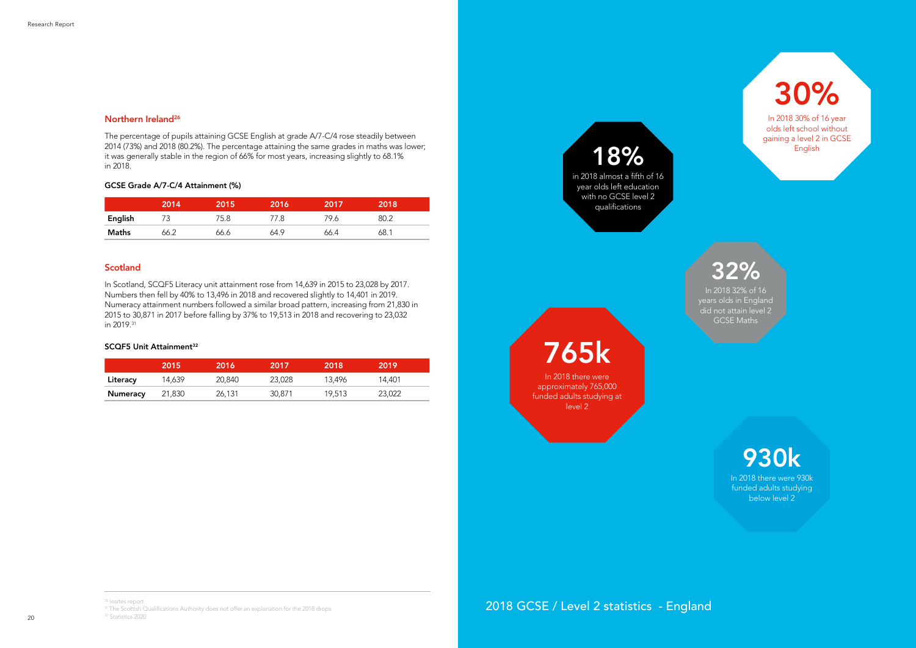## Northern Ireland[26]

The percentage of pupils attaining GCSE English at grade A/7-C/4 rose steadily between 2014 (73%) and 2018 (80.2%). The percentage attaining the same grades in maths was lower; it was generally stable in the region of 66% for most years, increasing slightly to 68.1% in 2018.

**GCSE Grade A/7-C/4 Attainment (%)**

| | 2014 | 2015 | 2016 | 2017 | 2018 |
|---|---|---|---|---|---|
| **English** | 73 | 75.8 | 77.8 | 79.6 | 80.2 |
| **Maths** | 66.2 | 66.6 | 64.9 | 66.4 | 68.1 |

## Scotland

In Scotland, SCQF5 Literacy unit attainment rose from 14,639 in 2015 to 23,028 by 2017. Numbers then fell by 40% to 13,496 in 2018 and recovered slightly to 14,401 in 2019. Numeracy attainment numbers followed a similar broad pattern, increasing from 21,830 in 2015 to 30,871 in 2017 before falling by 37% to 19,513 in 2018 and recovering to 23,032 in 2019.[31]

**SCQF5 Unit Attainment[32]**

| | 2015 | 2016 | 2017 | 2018 | 2019 |
|---|---|---|---|---|---|
| **Literacy** | 14,639 | 20,840 | 23,028 | 13,496 | 14,401 |
| **Numeracy** | 21,830 | 26,131 | 30,871 | 19,513 | 23,022 |

## 2018 GCSE / Level 2 statistics - England

**30%**
In 2018 30% of 16 year olds left school without gaining a level 2 in GCSE English

**18%**
in 2018 almost a fifth of 16 year olds left education with no GCSE level 2 qualifications

**32%**
In 2018 32% of 16 years olds in England did not attain level 2 GCSE Maths

**765k**
In 2018 there were approximately 765,000 funded adults studying at level 2

**930k**
In 2018 there were 930k funded adults studying below level 2

---

[26] Insites report
[31] The Scottish Qualifications Authority does not offer an explanation for the 2018 drops
[32] Statistics 2020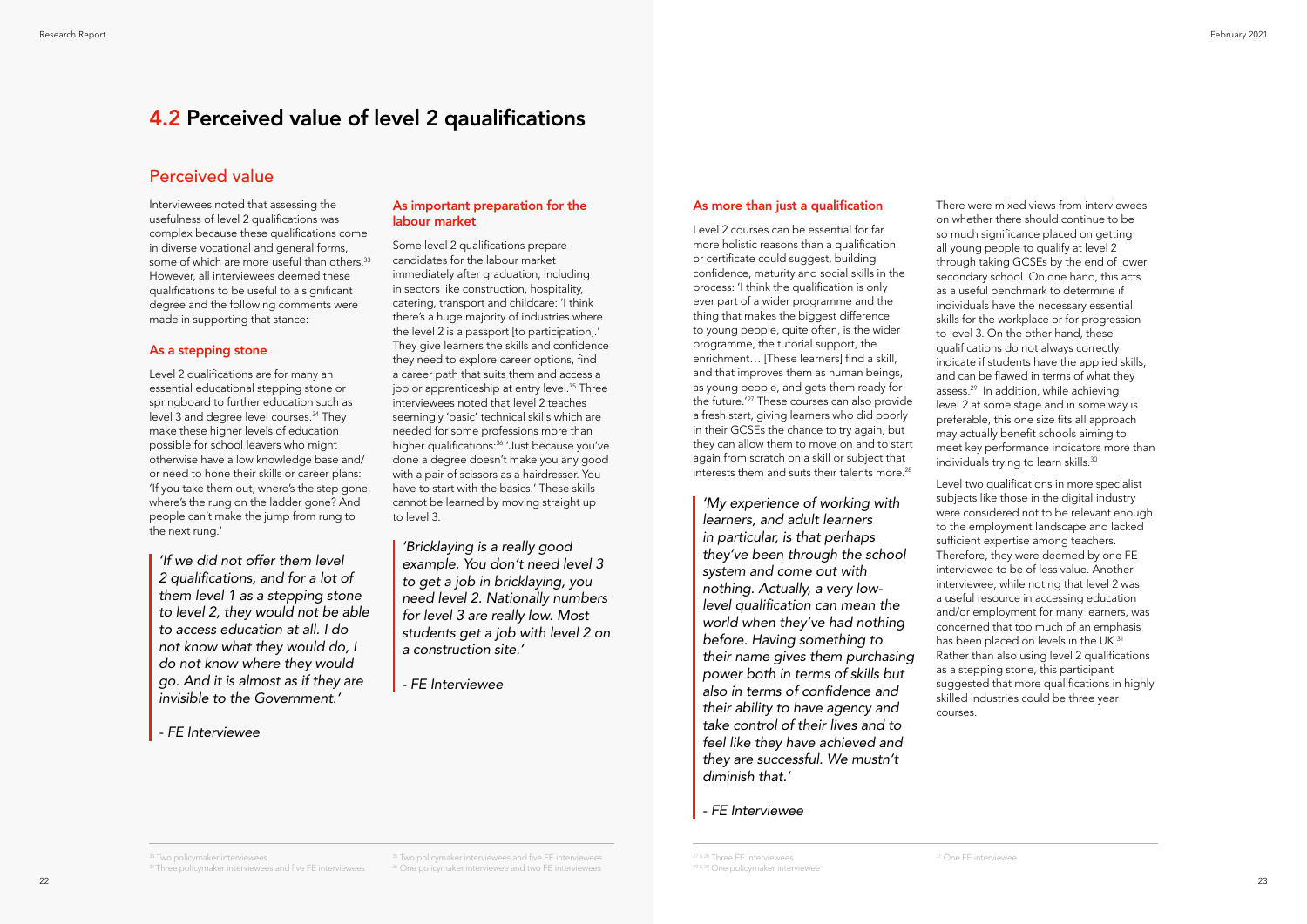# 4.2 Perceived value of level 2 qaualifications

## Perceived value

Interviewees noted that assessing the usefulness of level 2 qualifications was complex because these qualifications come in diverse vocational and general forms, some of which are more useful than others.[33] However, all interviewees deemed these qualifications to be useful to a significant degree and the following comments were made in supporting that stance:

### As a stepping stone

Level 2 qualifications are for many an essential educational stepping stone or springboard to further education such as level 3 and degree level courses.[34] They make these higher levels of education possible for school leavers who might otherwise have a low knowledge base and/or need to hone their skills or career plans: 'If you take them out, where's the step gone, where's the rung on the ladder gone? And people can't make the jump from rung to the next rung.'

> *'If we did not offer them level 2 qualifications, and for a lot of them level 1 as a stepping stone to level 2, they would not be able to access education at all. I do not know what they would do, I do not know where they would go. And it is almost as if they are invisible to the Government.'*
>
> *- FE Interviewee*

### As important preparation for the labour market

Some level 2 qualifications prepare candidates for the labour market immediately after graduation, including in sectors like construction, hospitality, catering, transport and childcare: 'I think there's a huge majority of industries where the level 2 is a passport [to participation].' They give learners the skills and confidence they need to explore career options, find a career path that suits them and access a job or apprenticeship at entry level.[35] Three interviewees noted that level 2 teaches seemingly 'basic' technical skills which are needed for some professions more than higher qualifications:[36] 'Just because you've done a degree doesn't make you any good with a pair of scissors as a hairdresser. You have to start with the basics.' These skills cannot be learned by moving straight up to level 3.

> *'Bricklaying is a really good example. You don't need level 3 to get a job in bricklaying, you need level 2. Nationally numbers for level 3 are really low. Most students get a job with level 2 on a construction site.'*
>
> *- FE Interviewee*

### As more than just a qualification

Level 2 courses can be essential for far more holistic reasons than a qualification or certificate could suggest, building confidence, maturity and social skills in the process: 'I think the qualification is only ever part of a wider programme and the thing that makes the biggest difference to young people, quite often, is the wider programme, the tutorial support, the enrichment… [These learners] find a skill, and that improves them as human beings, as young people, and gets them ready for the future.'[27] These courses can also provide a fresh start, giving learners who did poorly in their GCSEs the chance to try again, but they can allow them to move on and to start again from scratch on a skill or subject that interests them and suits their talents more.[28]

> *'My experience of working with learners, and adult learners in particular, is that perhaps they've been through the school system and come out with nothing. Actually, a very low-level qualification can mean the world when they've had nothing before. Having something to their name gives them purchasing power both in terms of skills but also in terms of confidence and their ability to have agency and take control of their lives and to feel like they have achieved and they are successful. We mustn't diminish that.'*
>
> *- FE Interviewee*

There were mixed views from interviewees on whether there should continue to be so much significance placed on getting all young people to qualify at level 2 through taking GCSEs by the end of lower secondary school. On one hand, this acts as a useful benchmark to determine if individuals have the necessary essential skills for the workplace or for progression to level 3. On the other hand, these qualifications do not always correctly indicate if students have the applied skills, and can be flawed in terms of what they assess.[29] In addition, while achieving level 2 at some stage and in some way is preferable, this one size fits all approach may actually benefit schools aiming to meet key performance indicators more than individuals trying to learn skills.[30]

Level two qualifications in more specialist subjects like those in the digital industry were considered not to be relevant enough to the employment landscape and lacked sufficient expertise among teachers. Therefore, they were deemed by one FE interviewee to be of less value. Another interviewee, while noting that level 2 was a useful resource in accessing education and/or employment for many learners, was concerned that too much of an emphasis has been placed on levels in the UK.[31] Rather than also using level 2 qualifications as a stepping stone, this participant suggested that more qualifications in highly skilled industries could be three year courses.

---

[33] Two policymaker interviewees
[34] Three policymaker interviewees and five FE interviewees
[35] Two policymaker interviewees and five FE interviewees
[36] One policymaker interviewee and two FE interviewees
[27 & 28] Three FE interviewees
[29 & 30] One policymaker interviewee
[31] One FE interviewee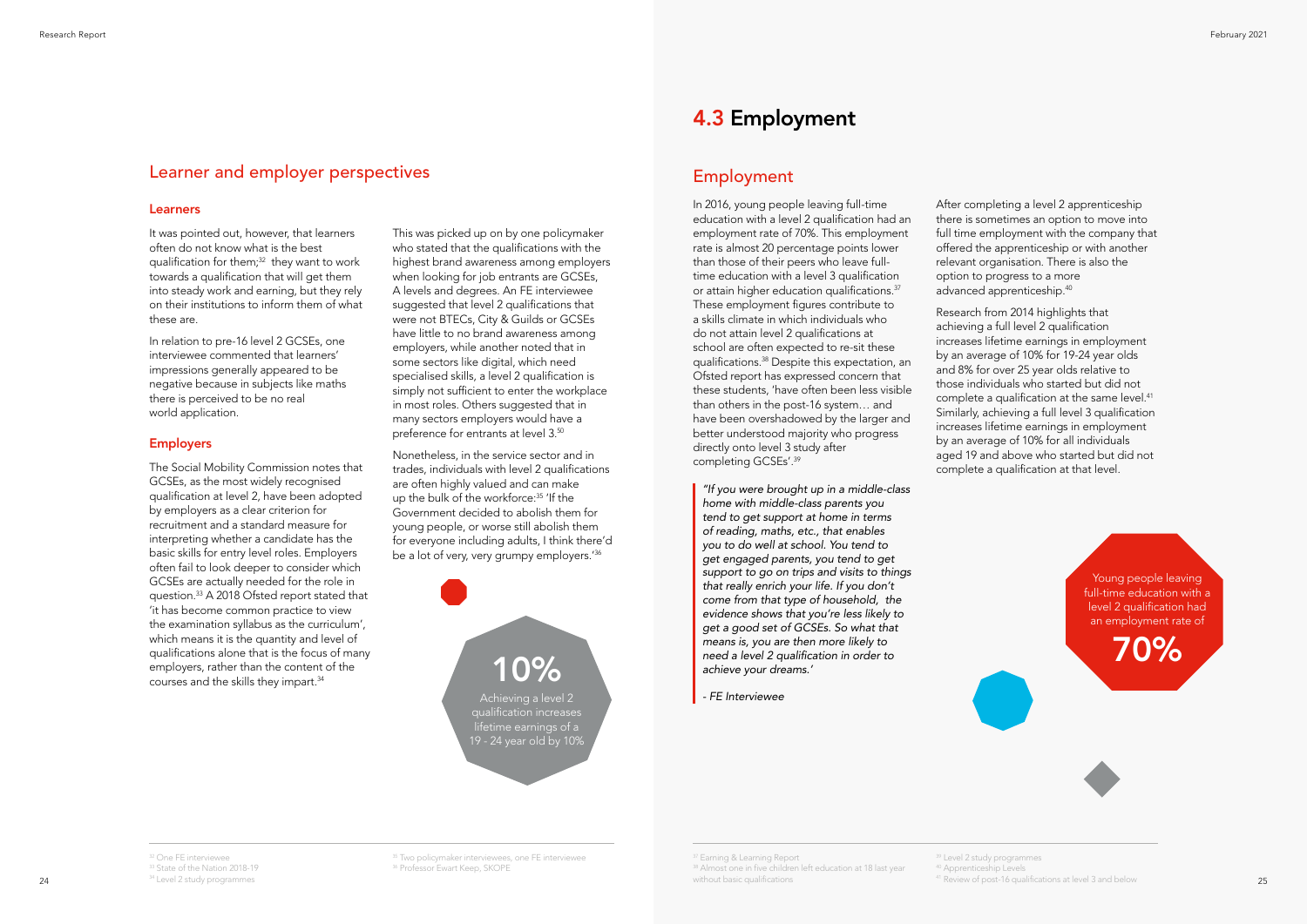## Learner and employer perspectives

### Learners

It was pointed out, however, that learners often do not know what is the best qualification for them;[32] they want to work towards a qualification that will get them into steady work and earning, but they rely on their institutions to inform them of what these are.

In relation to pre-16 level 2 GCSEs, one interviewee commented that learners' impressions generally appeared to be negative because in subjects like maths there is perceived to be no real world application.

### Employers

The Social Mobility Commission notes that GCSEs, as the most widely recognised qualification at level 2, have been adopted by employers as a clear criterion for recruitment and a standard measure for interpreting whether a candidate has the basic skills for entry level roles. Employers often fail to look deeper to consider which GCSEs are actually needed for the role in question.[33] A 2018 Ofsted report stated that 'it has become common practice to view the examination syllabus as the curriculum', which means it is the quantity and level of qualifications alone that is the focus of many employers, rather than the content of the courses and the skills they impart.[34]

This was picked up on by one policymaker who stated that the qualifications with the highest brand awareness among employers when looking for job entrants are GCSEs, A levels and degrees. An FE interviewee suggested that level 2 qualifications that were not BTECs, City & Guilds or GCSEs have little to no brand awareness among employers, while another noted that in some sectors like digital, which need specialised skills, a level 2 qualification is simply not sufficient to enter the workplace in most roles. Others suggested that in many sectors employers would have a preference for entrants at level 3.[50]

Nonetheless, in the service sector and in trades, individuals with level 2 qualifications are often highly valued and can make up the bulk of the workforce:[35] 'If the Government decided to abolish them for young people, or worse still abolish them for everyone including adults, I think there'd be a lot of very, very grumpy employers.'[36]

**10%**
Achieving a level 2 qualification increases lifetime earnings of a 19 - 24 year old by 10%

[32] One FE interviewee
[33] State of the Nation 2018-19
[34] Level 2 study programmes
[35] Two policymaker interviewees, one FE interviewee
[36] Professor Ewart Keep, SKOPE

# 4.3 Employment

## Employment

In 2016, young people leaving full-time education with a level 2 qualification had an employment rate of 70%. This employment rate is almost 20 percentage points lower than those of their peers who leave full-time education with a level 3 qualification or attain higher education qualifications.[37] These employment figures contribute to a skills climate in which individuals who do not attain level 2 qualifications at school are often expected to re-sit these qualifications.[38] Despite this expectation, an Ofsted report has expressed concern that these students, 'have often been less visible than others in the post-16 system… and have been overshadowed by the larger and better understood majority who progress directly onto level 3 study after completing GCSEs'.[39]

> *"If you were brought up in a middle-class home with middle-class parents you tend to get support at home in terms of reading, maths, etc., that enables you to do well at school. You tend to get engaged parents, you tend to get support to go on trips and visits to things that really enrich your life. If you don't come from that type of household, the evidence shows that you're less likely to get a good set of GCSEs. So what that means is, you are then more likely to need a level 2 qualification in order to achieve your dreams.'*
>
> *- FE Interviewee*

After completing a level 2 apprenticeship there is sometimes an option to move into full time employment with the company that offered the apprenticeship or with another relevant organisation. There is also the option to progress to a more advanced apprenticeship.[40]

Research from 2014 highlights that achieving a full level 2 qualification increases lifetime earnings in employment by an average of 10% for 19-24 year olds and 8% for over 25 year olds relative to those individuals who started but did not complete a qualification at the same level.[41] Similarly, achieving a full level 3 qualification increases lifetime earnings in employment by an average of 10% for all individuals aged 19 and above who started but did not complete a qualification at that level.

Young people leaving full-time education with a level 2 qualification had an employment rate of
**70%**

[37] Earning & Learning Report
[38] Almost one in five children left education at 18 last year without basic qualifications
[39] Level 2 study programmes
[40] Apprenticeship Levels
[41] Review of post-16 qualifications at level 3 and below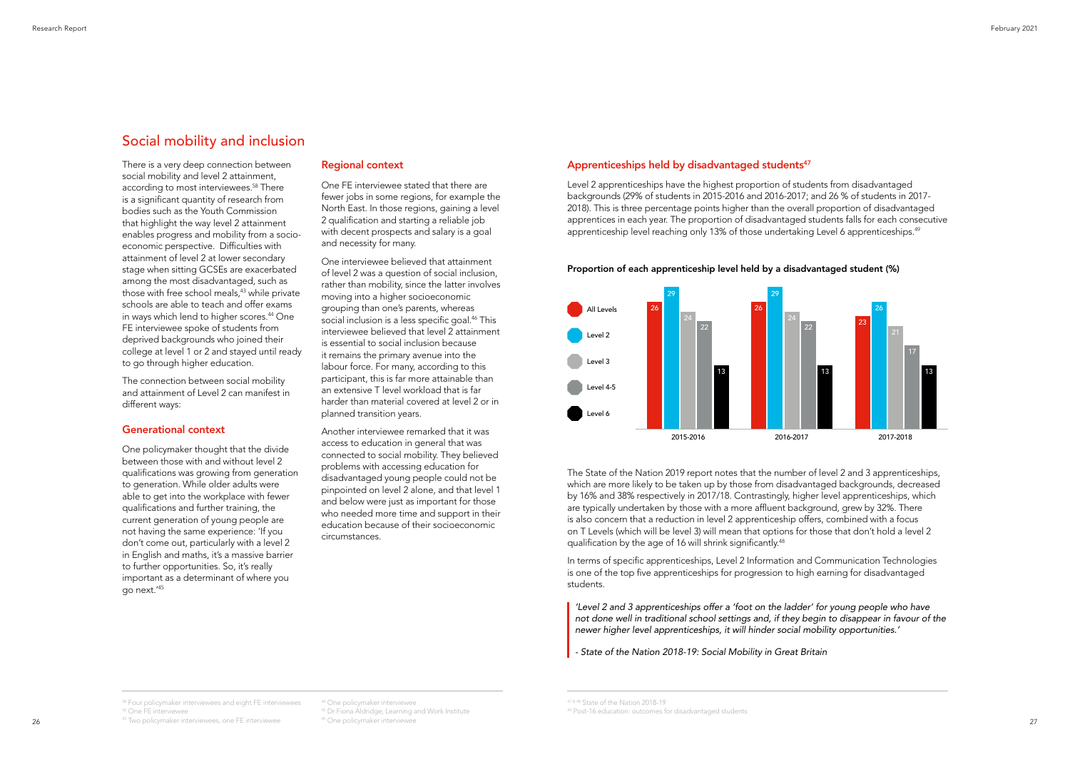## Social mobility and inclusion

There is a very deep connection between social mobility and level 2 attainment, according to most interviewees.[58] There is a significant quantity of research from bodies such as the Youth Commission that highlight the way level 2 attainment enables progress and mobility from a socio-economic perspective. Difficulties with attainment of level 2 at lower secondary stage when sitting GCSEs are exacerbated among the most disadvantaged, such as those with free school meals,[43] while private schools are able to teach and offer exams in ways which lend to higher scores.[44] One FE interviewee spoke of students from deprived backgrounds who joined their college at level 1 or 2 and stayed until ready to go through higher education.

The connection between social mobility and attainment of Level 2 can manifest in different ways:

### Generational context

One policymaker thought that the divide between those with and without level 2 qualifications was growing from generation to generation. While older adults were able to get into the workplace with fewer qualifications and further training, the current generation of young people are not having the same experience: 'If you don't come out, particularly with a level 2 in English and maths, it's a massive barrier to further opportunities. So, it's really important as a determinant of where you go next.'[45]

### Regional context

One FE interviewee stated that there are fewer jobs in some regions, for example the North East. In those regions, gaining a level 2 qualification and starting a reliable job with decent prospects and salary is a goal and necessity for many.

One interviewee believed that attainment of level 2 was a question of social inclusion, rather than mobility, since the latter involves moving into a higher socioeconomic grouping than one's parents, whereas social inclusion is a less specific goal.[46] This interviewee believed that level 2 attainment is essential to social inclusion because it remains the primary avenue into the labour force. For many, according to this participant, this is far more attainable than an extensive T level workload that is far harder than material covered at level 2 or in planned transition years.

Another interviewee remarked that it was access to education in general that was connected to social mobility. They believed problems with accessing education for disadvantaged young people could not be pinpointed on level 2 alone, and that level 1 and below were just as important for those who needed more time and support in their education because of their socioeconomic circumstances.

### Apprenticeships held by disadvantaged students[47]

Level 2 apprenticeships have the highest proportion of students from disadvantaged backgrounds (29% of students in 2015-2016 and 2016-2017; and 26 % of students in 2017-2018). This is three percentage points higher than the overall proportion of disadvantaged apprentices in each year. The proportion of disadvantaged students falls for each consecutive apprenticeship level reaching only 13% of those undertaking Level 6 apprenticeships.[49]

**Proportion of each apprenticeship level held by a disadvantaged student (%)**

| | All Levels | Level 2 | Level 3 | Level 4-5 | Level 6 |
|---|---|---|---|---|---|
| 2015-2016 | 26 | 29 | 24 | 22 | 13 |
| 2016-2017 | 26 | 29 | 24 | 22 | 13 |
| 2017-2018 | 23 | 26 | 21 | 17 | 13 |

The State of the Nation 2019 report notes that the number of level 2 and 3 apprenticeships, which are more likely to be taken up by those from disadvantaged backgrounds, decreased by 16% and 38% respectively in 2017/18. Contrastingly, higher level apprenticeships, which are typically undertaken by those with a more affluent background, grew by 32%. There is also concern that a reduction in level 2 apprenticeship offers, combined with a focus on T Levels (which will be level 3) will mean that options for those that don't hold a level 2 qualification by the age of 16 will shrink significantly.[48]

In terms of specific apprenticeships, Level 2 Information and Communication Technologies is one of the top five apprenticeships for progression to high earning for disadvantaged students.

> *'Level 2 and 3 apprenticeships offer a 'foot on the ladder' for young people who have not done well in traditional school settings and, if they begin to disappear in favour of the newer higher level apprenticeships, it will hinder social mobility opportunities.'*
>
> *- State of the Nation 2018-19: Social Mobility in Great Britain*

---

[58] Four policymaker interviewees and eight FE interviewees
[42] One FE interviewee
[43] Two policymaker interviewees, one FE interviewee
[44] One policymaker interviewee
[45] Dr Fiona Aldridge, Learning and Work Institute
[46] One policymaker interviewee
[47 & 48] State of the Nation 2018-19
[49] Post-16 education: outcomes for disadvantaged students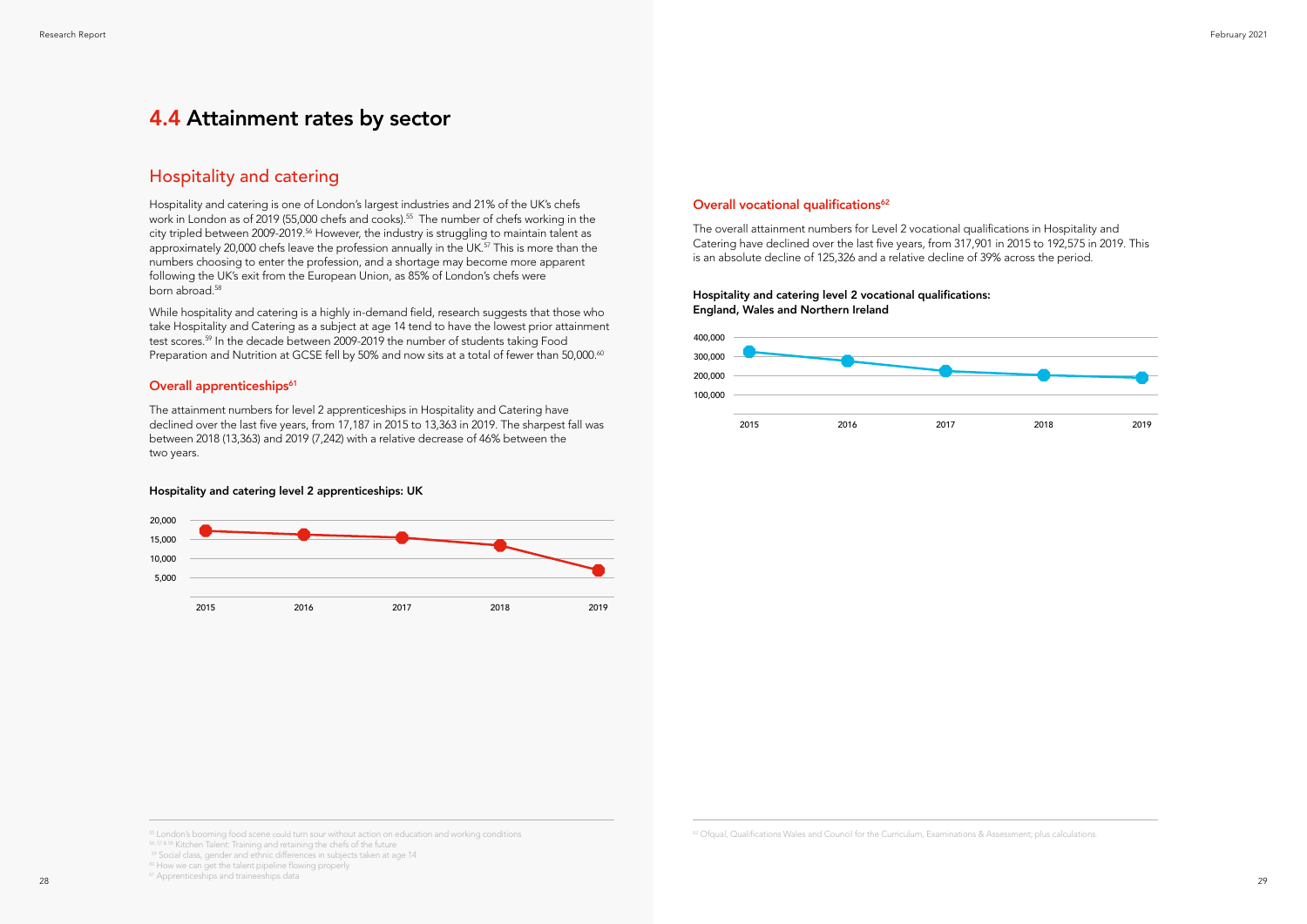# 4.4 Attainment rates by sector

## Hospitality and catering

Hospitality and catering is one of London's largest industries and 21% of the UK's chefs work in London as of 2019 (55,000 chefs and cooks).[55] The number of chefs working in the city tripled between 2009-2019.[56] However, the industry is struggling to maintain talent as approximately 20,000 chefs leave the profession annually in the UK.[57] This is more than the numbers choosing to enter the profession, and a shortage may become more apparent following the UK's exit from the European Union, as 85% of London's chefs were born abroad.[58]

While hospitality and catering is a highly in-demand field, research suggests that those who take Hospitality and Catering as a subject at age 14 tend to have the lowest prior attainment test scores.[59] In the decade between 2009-2019 the number of students taking Food Preparation and Nutrition at GCSE fell by 50% and now sits at a total of fewer than 50,000.[60]

### Overall apprenticeships[61]

The attainment numbers for level 2 apprenticeships in Hospitality and Catering have declined over the last five years, from 17,187 in 2015 to 13,363 in 2019. The sharpest fall was between 2018 (13,363) and 2019 (7,242) with a relative decrease of 46% between the two years.

**Hospitality and catering level 2 apprenticeships: UK**

20,000
15,000
10,000
5,000

2015 2016 2017 2018 2019

### Overall vocational qualifications[62]

The overall attainment numbers for Level 2 vocational qualifications in Hospitality and Catering have declined over the last five years, from 317,901 in 2015 to 192,575 in 2019. This is an absolute decline of 125,326 and a relative decline of 39% across the period.

**Hospitality and catering level 2 vocational qualifications: England, Wales and Northern Ireland**

400,000
300,000
200,000
100,000

2015 2016 2017 2018 2019

---

[55] London's booming food scene could turn sour without action on education and working conditions
[56, 57 & 58] Kitchen Talent: Training and retaining the chefs of the future
[59] Social class, gender and ethnic differences in subjects taken at age 14
[60] How we can get the talent pipeline flowing properly
[61] Apprenticeships and traineeships data

[62] Ofqual, Qualifications Wales and Council for the Curriculum, Examinations & Assessment, plus calculations.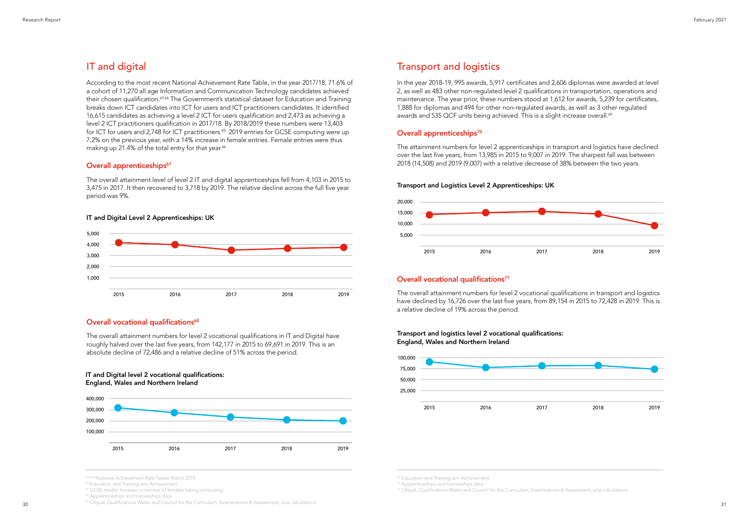## IT and digital

According to the most recent National Achievement Rate Table, in the year 2017/18, 71.6% of a cohort of 11,270 all age Information and Communication Technology candidates achieved their chosen qualification.[63 64] The Government's statistical dataset for Education and Training breaks down ICT candidates into ICT for users and ICT practitioners candidates. It identified 16,615 candidates as achieving a level 2 ICT for users qualification and 2,473 as achieving a level 2 ICT practitioners qualification in 2017/18. By 2018/2019 these numbers were 13,403 for ICT for users and 2,748 for ICT practitioners.[65] 2019 entries for GCSE computing were up 7.2% on the previous year, with a 14% increase in female entries. Female entries were thus making up 21.4% of the total entry for that year.[66]

### Overall apprenticeships[67]

The overall attainment level of level 2 IT and digital apprenticeships fell from 4,103 in 2015 to 3,475 in 2017. It then recovered to 3,718 by 2019. The relative decline across the full five year period was 9%.

**IT and Digital Level 2 Apprenticeships: UK**

### Overall vocational qualifications[68]

The overall attainment numbers for level 2 vocational qualifications in IT and Digital have roughly halved over the last five years, from 142,177 in 2015 to 69,691 in 2019. This is an absolute decline of 72,486 and a relative decline of 51% across the period.

**IT and Digital level 2 vocational qualifications: England, Wales and Northern Ireland**

[63 & 64] National Achievement Rate Tables March 2019
[65] Education and Training aim Achievement
[66] GCSE results: Increase in number of females taking computing
[67] Apprenticeships and traineeships data
[68] Ofqual, Qualifications Wales and Council for the Curriculum, Examinations & Assessment; plus calculations

## Transport and logistics

In the year 2018-19, 995 awards, 5,917 certificates and 2,606 diplomas were awarded at level 2, as well as 483 other non-regulated level 2 qualifications in transportation, operations and maintenance. The year prior, these numbers stood at 1,612 for awards, 5,239 for certificates, 1,888 for diplomas and 494 for other non-regulated awards, as well as 3 other regulated awards and 535 QCF units being achieved. This is a slight increase overall.[69]

### Overall apprenticeships[70]

The attainment numbers for level 2 apprenticeships in transport and logistics have declined over the last five years, from 13,985 in 2015 to 9,007 in 2019. The sharpest fall was between 2018 (14,508) and 2019 (9,007) with a relative decrease of 38% between the two years.

**Transport and Logistics Level 2 Apprenticeships: UK**

### Overall vocational qualifications[71]

The overall attainment numbers for level 2 vocational qualifications in transport and logistics have declined by 16,726 over the last five years, from 89,154 in 2015 to 72,428 in 2019. This is a relative decline of 19% across the period.

**Transport and logistics level 2 vocational qualifications: England, Wales and Northern Ireland**

[69] Education and Training aim Achievement
[70] Apprenticeships and traineeships data
[71] Ofqual, Qualifications Wales and Council for the Curriculum, Examinations & Assessment; plus calculations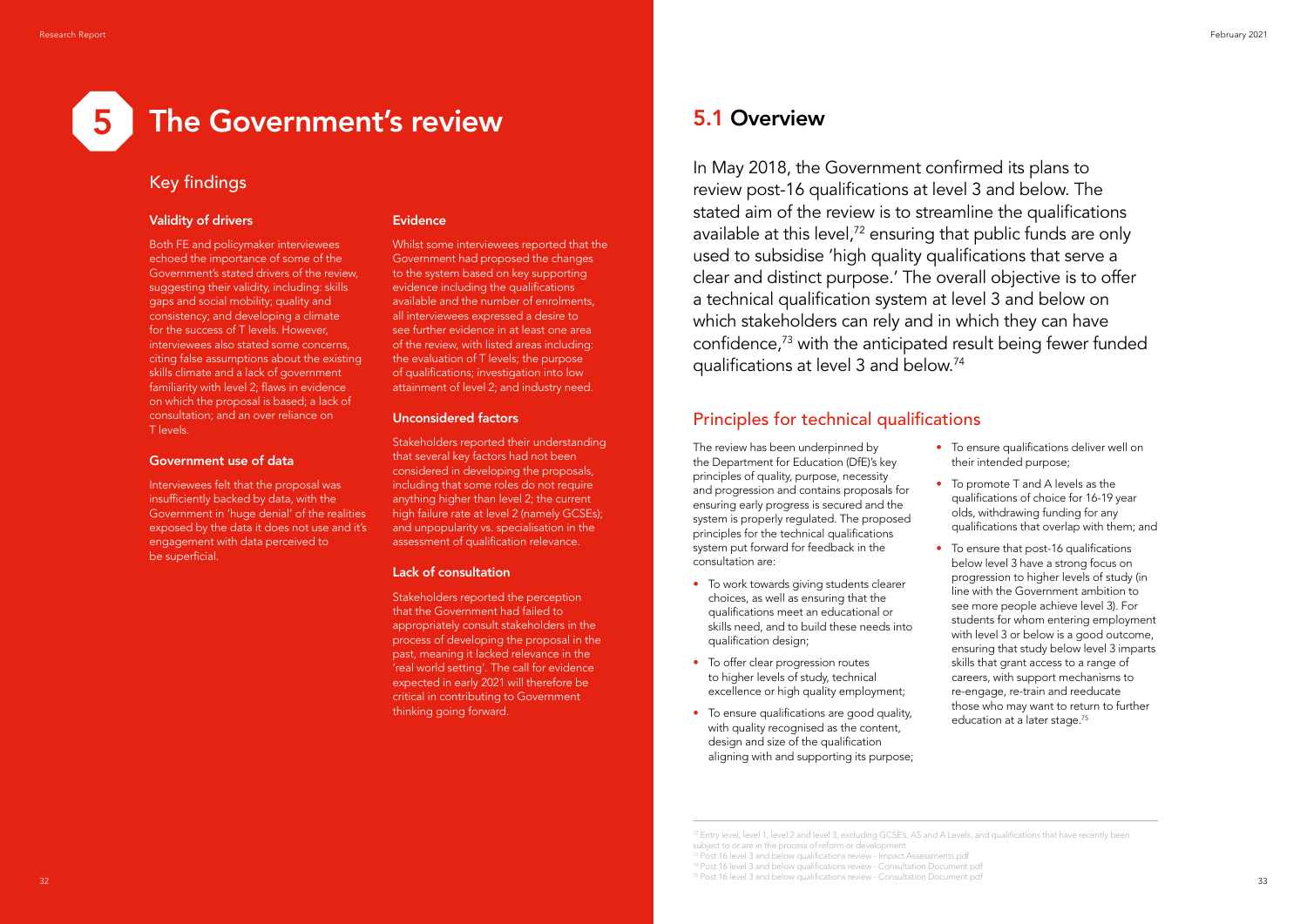# 5 The Government's review

## Key findings

### Validity of drivers

Both FE and policymaker interviewees echoed the importance of some of the Government's stated drivers of the review, suggesting their validity, including: skills gaps and social mobility; quality and consistency; and developing a climate for the success of T levels. However, interviewees also stated some concerns, citing false assumptions about the existing skills climate and a lack of government familiarity with level 2; flaws in evidence on which the proposal is based; a lack of consultation; and an over reliance on T levels.

### Government use of data

Interviewees felt that the proposal was insufficiently backed by data, with the Government in 'huge denial' of the realities exposed by the data it does not use and it's engagement with data perceived to be superficial.

### Evidence

Whilst some interviewees reported that the Government had proposed the changes to the system based on key supporting evidence including the qualifications available and the number of enrolments, all interviewees expressed a desire to see further evidence in at least one area of the review, with listed areas including: the evaluation of T levels; the purpose of qualifications; investigation into low attainment of level 2; and industry need.

### Unconsidered factors

Stakeholders reported their understanding that several key factors had not been considered in developing the proposals, including that some roles do not require anything higher than level 2; the current high failure rate at level 2 (namely GCSEs); and unpopularity vs. specialisation in the assessment of qualification relevance.

### Lack of consultation

Stakeholders reported the perception that the Government had failed to appropriately consult stakeholders in the process of developing the proposal in the past, meaning it lacked relevance in the 'real world setting'. The call for evidence expected in early 2021 will therefore be critical in contributing to Government thinking going forward.

## 5.1 Overview

In May 2018, the Government confirmed its plans to review post-16 qualifications at level 3 and below. The stated aim of the review is to streamline the qualifications available at this level,[72] ensuring that public funds are only used to subsidise 'high quality qualifications that serve a clear and distinct purpose.' The overall objective is to offer a technical qualification system at level 3 and below on which stakeholders can rely and in which they can have confidence,[73] with the anticipated result being fewer funded qualifications at level 3 and below.[74]

### Principles for technical qualifications

The review has been underpinned by the Department for Education (DfE)'s key principles of quality, purpose, necessity and progression and contains proposals for ensuring early progress is secured and the system is properly regulated. The proposed principles for the technical qualifications system put forward for feedback in the consultation are:

- To work towards giving students clearer choices, as well as ensuring that the qualifications meet an educational or skills need, and to build these needs into qualification design;
- To offer clear progression routes to higher levels of study, technical excellence or high quality employment;
- To ensure qualifications are good quality, with quality recognised as the content, design and size of the qualification aligning with and supporting its purpose;
- To ensure qualifications deliver well on their intended purpose;
- To promote T and A levels as the qualifications of choice for 16-19 year olds, withdrawing funding for any qualifications that overlap with them; and
- To ensure that post-16 qualifications below level 3 have a strong focus on progression to higher levels of study (in line with the Government ambition to see more people achieve level 3). For students for whom entering employment with level 3 or below is a good outcome, ensuring that study below level 3 imparts skills that grant access to a range of careers, with support mechanisms to re-engage, re-train and reeducate those who may want to return to further education at a later stage.[75]

---

[72] Entry level, level 1, level 2 and level 3, excluding GCSE's, AS and A Levels, and qualifications that have recently been subject to or are in the process of reform or development.

[73] Post 16 level 3 and below qualifications review - Impact Assessments.pdf

[74] Post 16 level 3 and below qualifications review - Consultation Document.pdf

[75] Post 16 level 3 and below qualifications review - Consultation Document.pdf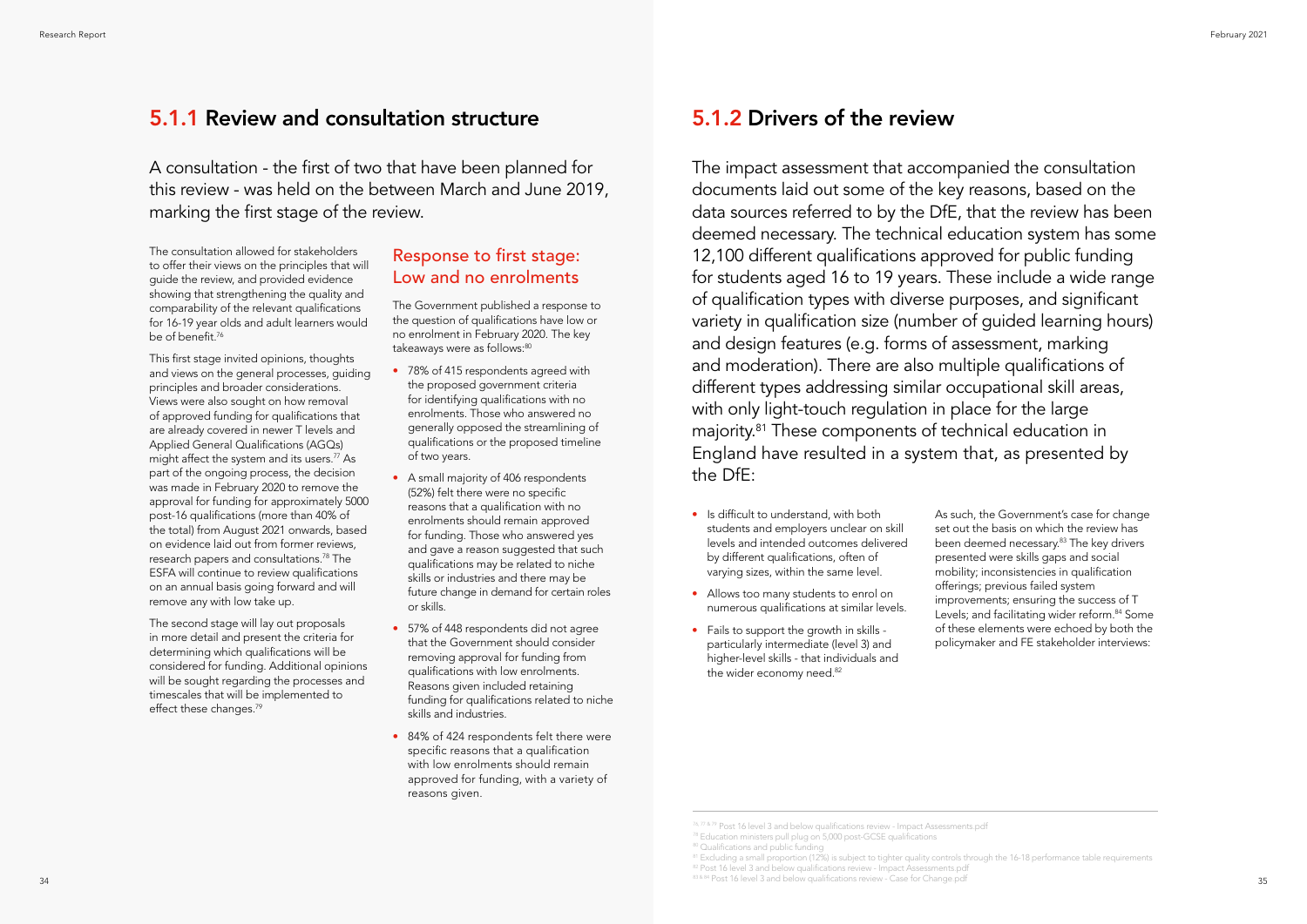## 5.1.1 Review and consultation structure

A consultation - the first of two that have been planned for this review - was held on the between March and June 2019, marking the first stage of the review.

The consultation allowed for stakeholders to offer their views on the principles that will guide the review, and provided evidence showing that strengthening the quality and comparability of the relevant qualifications for 16-19 year olds and adult learners would be of benefit.[76]

This first stage invited opinions, thoughts and views on the general processes, guiding principles and broader considerations. Views were also sought on how removal of approved funding for qualifications that are already covered in newer T levels and Applied General Qualifications (AGQs) might affect the system and its users.[77] As part of the ongoing process, the decision was made in February 2020 to remove the approval for funding for approximately 5000 post-16 qualifications (more than 40% of the total) from August 2021 onwards, based on evidence laid out from former reviews, research papers and consultations.[78] The ESFA will continue to review qualifications on an annual basis going forward and will remove any with low take up.

The second stage will lay out proposals in more detail and present the criteria for determining which qualifications will be considered for funding. Additional opinions will be sought regarding the processes and timescales that will be implemented to effect these changes.[79]

### Response to first stage: Low and no enrolments

The Government published a response to the question of qualifications have low or no enrolment in February 2020. The key takeaways were as follows:[80]

- 78% of 415 respondents agreed with the proposed government criteria for identifying qualifications with no enrolments. Those who answered no generally opposed the streamlining of qualifications or the proposed timeline of two years.
- A small majority of 406 respondents (52%) felt there were no specific reasons that a qualification with no enrolments should remain approved for funding. Those who answered yes and gave a reason suggested that such qualifications may be related to niche skills or industries and there may be future change in demand for certain roles or skills.
- 57% of 448 respondents did not agree that the Government should consider removing approval for funding from qualifications with low enrolments. Reasons given included retaining funding for qualifications related to niche skills and industries.
- 84% of 424 respondents felt there were specific reasons that a qualification with low enrolments should remain approved for funding, with a variety of reasons given.

## 5.1.2 Drivers of the review

The impact assessment that accompanied the consultation documents laid out some of the key reasons, based on the data sources referred to by the DfE, that the review has been deemed necessary. The technical education system has some 12,100 different qualifications approved for public funding for students aged 16 to 19 years. These include a wide range of qualification types with diverse purposes, and significant variety in qualification size (number of guided learning hours) and design features (e.g. forms of assessment, marking and moderation). There are also multiple qualifications of different types addressing similar occupational skill areas, with only light-touch regulation in place for the large majority.[81] These components of technical education in England have resulted in a system that, as presented by the DfE:

- Is difficult to understand, with both students and employers unclear on skill levels and intended outcomes delivered by different qualifications, often of varying sizes, within the same level.
- Allows too many students to enrol on numerous qualifications at similar levels.
- Fails to support the growth in skills - particularly intermediate (level 3) and higher-level skills - that individuals and the wider economy need.[82]

As such, the Government's case for change set out the basis on which the review has been deemed necessary.[83] The key drivers presented were skills gaps and social mobility; inconsistencies in qualification offerings; previous failed system improvements; ensuring the success of T Levels; and facilitating wider reform.[84] Some of these elements were echoed by both the policymaker and FE stakeholder interviews:

---

[76, 77 & 79] Post 16 level 3 and below qualifications review - Impact Assessments.pdf
[78] Education ministers pull plug on 5,000 post-GCSE qualifications
[80] Qualifications and public funding
[81] Excluding a small proportion (12%) is subject to tighter quality controls through the 16-18 performance table requirements
[82] Post 16 level 3 and below qualifications review - Impact Assessments.pdf
[83 & 84] Post 16 level 3 and below qualifications review - Case for Change.pdf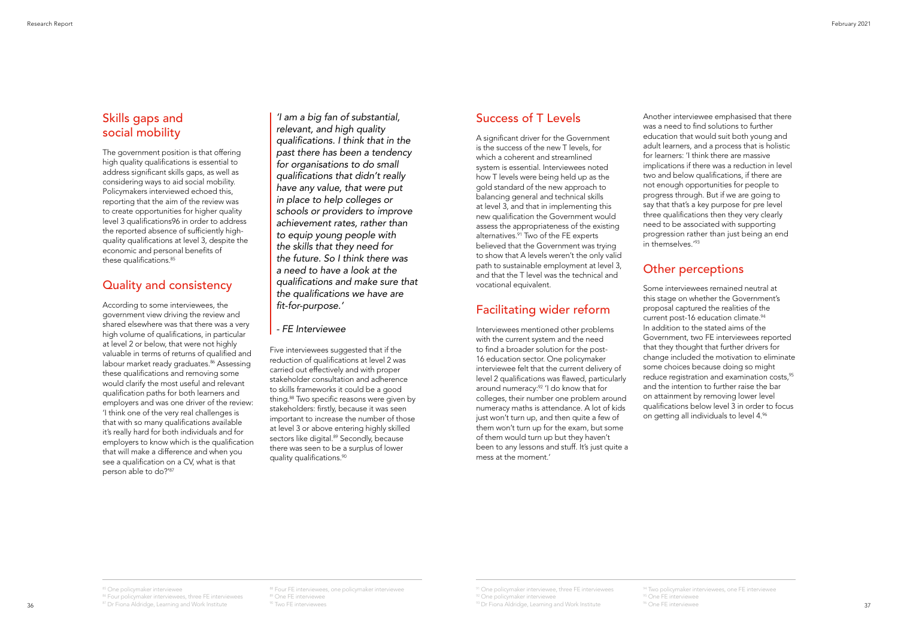## Skills gaps and social mobility

The government position is that offering high quality qualifications is essential to address significant skills gaps, as well as considering ways to aid social mobility. Policymakers interviewed echoed this, reporting that the aim of the review was to create opportunities for higher quality level 3 qualifications96 in order to address the reported absence of sufficiently high-quality qualifications at level 3, despite the economic and personal benefits of these qualifications.[85]

## Quality and consistency

According to some interviewees, the government view driving the review and shared elsewhere was that there was a very high volume of qualifications, in particular at level 2 or below, that were not highly valuable in terms of returns of qualified and labour market ready graduates.[86] Assessing these qualifications and removing some would clarify the most useful and relevant qualification paths for both learners and employers and was one driver of the review: 'I think one of the very real challenges is that with so many qualifications available it's really hard for both individuals and for employers to know which is the qualification that will make a difference and when you see a qualification on a CV, what is that person able to do?'[87]

> *'I am a big fan of substantial, relevant, and high quality qualifications. I think that in the past there has been a tendency for organisations to do small qualifications that didn't really have any value, that were put in place to help colleges or schools or providers to improve achievement rates, rather than to equip young people with the skills that they need for the future. So I think there was a need to have a look at the qualifications and make sure that the qualifications we have are fit-for-purpose.'*
>
> *- FE Interviewee*

Five interviewees suggested that if the reduction of qualifications at level 2 was carried out effectively and with proper stakeholder consultation and adherence to skills frameworks it could be a good thing.[88] Two specific reasons were given by stakeholders: firstly, because it was seen important to increase the number of those at level 3 or above entering highly skilled sectors like digital.[89] Secondly, because there was seen to be a surplus of lower quality qualifications.[90]

## Success of T Levels

A significant driver for the Government is the success of the new T levels, for which a coherent and streamlined system is essential. Interviewees noted how T levels were being held up as the gold standard of the new approach to balancing general and technical skills at level 3, and that in implementing this new qualification the Government would assess the appropriateness of the existing alternatives.[91] Two of the FE experts believed that the Government was trying to show that A levels weren't the only valid path to sustainable employment at level 3, and that the T level was the technical and vocational equivalent.

## Facilitating wider reform

Interviewees mentioned other problems with the current system and the need to find a broader solution for the post-16 education sector. One policymaker interviewee felt that the current delivery of level 2 qualifications was flawed, particularly around numeracy:[92] 'I do know that for colleges, their number one problem around numeracy maths is attendance. A lot of kids just won't turn up, and then quite a few of them won't turn up for the exam, but some of them would turn up but they haven't been to any lessons and stuff. It's just quite a mess at the moment.'

Another interviewee emphasised that there was a need to find solutions to further education that would suit both young and adult learners, and a process that is holistic for learners: 'I think there are massive implications if there was a reduction in level two and below qualifications, if there are not enough opportunities for people to progress through. But if we are going to say that that's a key purpose for pre level three qualifications then they very clearly need to be associated with supporting progression rather than just being an end in themselves.'[93]

## Other perceptions

Some interviewees remained neutral at this stage on whether the Government's proposal captured the realities of the current post-16 education climate.[94] In addition to the stated aims of the Government, two FE interviewees reported that they thought that further drivers for change included the motivation to eliminate some choices because doing so might reduce registration and examination costs,[95] and the intention to further raise the bar on attainment by removing lower level qualifications below level 3 in order to focus on getting all individuals to level 4.[96]

---

[85] One policymaker interviewee
[86] Four policymaker interviewees, three FE interviewees
[87] Dr Fiona Aldridge, Learning and Work Institute
[88] Four FE interviewees, one policymaker interviewee
[89] One FE interviewee
[90] Two FE interviewees
[91] One policymaker interviewee, three FE interviewees
[92] One policymaker interviewee
[93] Dr Fiona Aldridge, Learning and Work Institute
[94] Two policymaker interviewees, one FE interviewee
[95] One FE interviewee
[96] One FE interviewee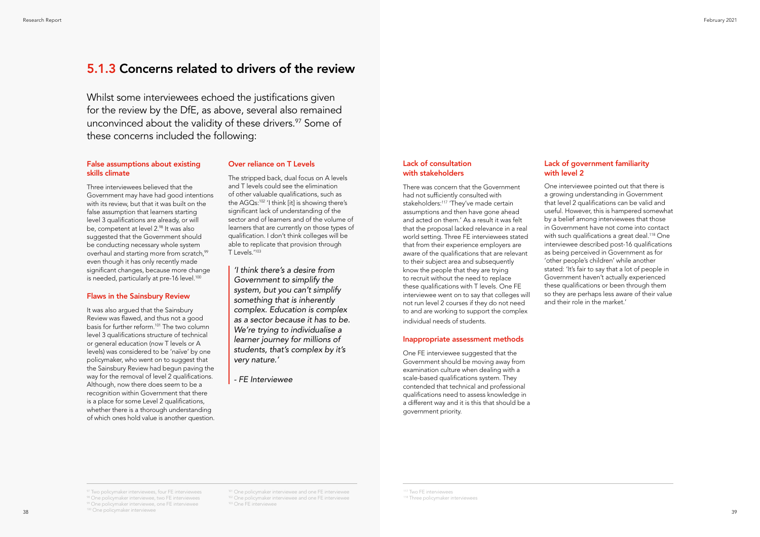## 5.1.3 Concerns related to drivers of the review

Whilst some interviewees echoed the justifications given for the review by the DfE, as above, several also remained unconvinced about the validity of these drivers.[97] Some of these concerns included the following:

### False assumptions about existing skills climate

Three interviewees believed that the Government may have had good intentions with its review, but that it was built on the false assumption that learners starting level 3 qualifications are already, or will be, competent at level 2.[98] It was also suggested that the Government should be conducting necessary whole system overhaul and starting more from scratch,[99] even though it has only recently made significant changes, because more change is needed, particularly at pre-16 level.[100]

### Flaws in the Sainsbury Review

It was also argued that the Sainsbury Review was flawed, and thus not a good basis for further reform.[101] The two column level 3 qualifications structure of technical or general education (now T levels or A levels) was considered to be 'naïve' by one policymaker, who went on to suggest that the Sainsbury Review had begun paving the way for the removal of level 2 qualifications. Although, now there does seem to be a recognition within Government that there is a place for some Level 2 qualifications, whether there is a thorough understanding of which ones hold value is another question.

### Over reliance on T Levels

The stripped back, dual focus on A levels and T levels could see the elimination of other valuable qualifications, such as the AGQs:[102] 'I think [it] is showing there's significant lack of understanding of the sector and of learners and of the volume of learners that are currently on those types of qualification. I don't think colleges will be able to replicate that provision through T Levels.'[103]

> *'I think there's a desire from Government to simplify the system, but you can't simplify something that is inherently complex. Education is complex as a sector because it has to be. We're trying to individualise a learner journey for millions of students, that's complex by it's very nature.'*
>
> *- FE Interviewee*

### Lack of consultation with stakeholders

There was concern that the Government had not sufficiently consulted with stakeholders:[117] 'They've made certain assumptions and then have gone ahead and acted on them.' As a result it was felt that the proposal lacked relevance in a real world setting. Three FE interviewees stated that from their experience employers are aware of the qualifications that are relevant to their subject area and subsequently know the people that they are trying to recruit without the need to replace these qualifications with T levels. One FE interviewee went on to say that colleges will not run level 2 courses if they do not need to and are working to support the complex individual needs of students.

### Inappropriate assessment methods

One FE interviewee suggested that the Government should be moving away from examination culture when dealing with a scale-based qualifications system. They contended that technical and professional qualifications need to assess knowledge in a different way and it is this that should be a government priority.

### Lack of government familiarity with level 2

One interviewee pointed out that there is a growing understanding in Government that level 2 qualifications can be valid and useful. However, this is hampered somewhat by a belief among interviewees that those in Government have not come into contact with such qualifications a great deal.[118] One interviewee described post-16 qualifications as being perceived in Government as for 'other people's children' while another stated: 'It's fair to say that a lot of people in Government haven't actually experienced these qualifications or been through them so they are perhaps less aware of their value and their role in the market.'

---

[97] Two policymaker interviewees, four FE interviewees
[98] One policymaker interviewee, two FE interviewees
[99] One policymaker interviewee, one FE interviewee
[100] One policymaker interviewee
[101] One policymaker interviewee and one FE interviewee
[102] One policymaker interviewee and one FE interviewee
[103] One FE interviewee
[117] Two FE interviewees
[118] Three policymaker interviewees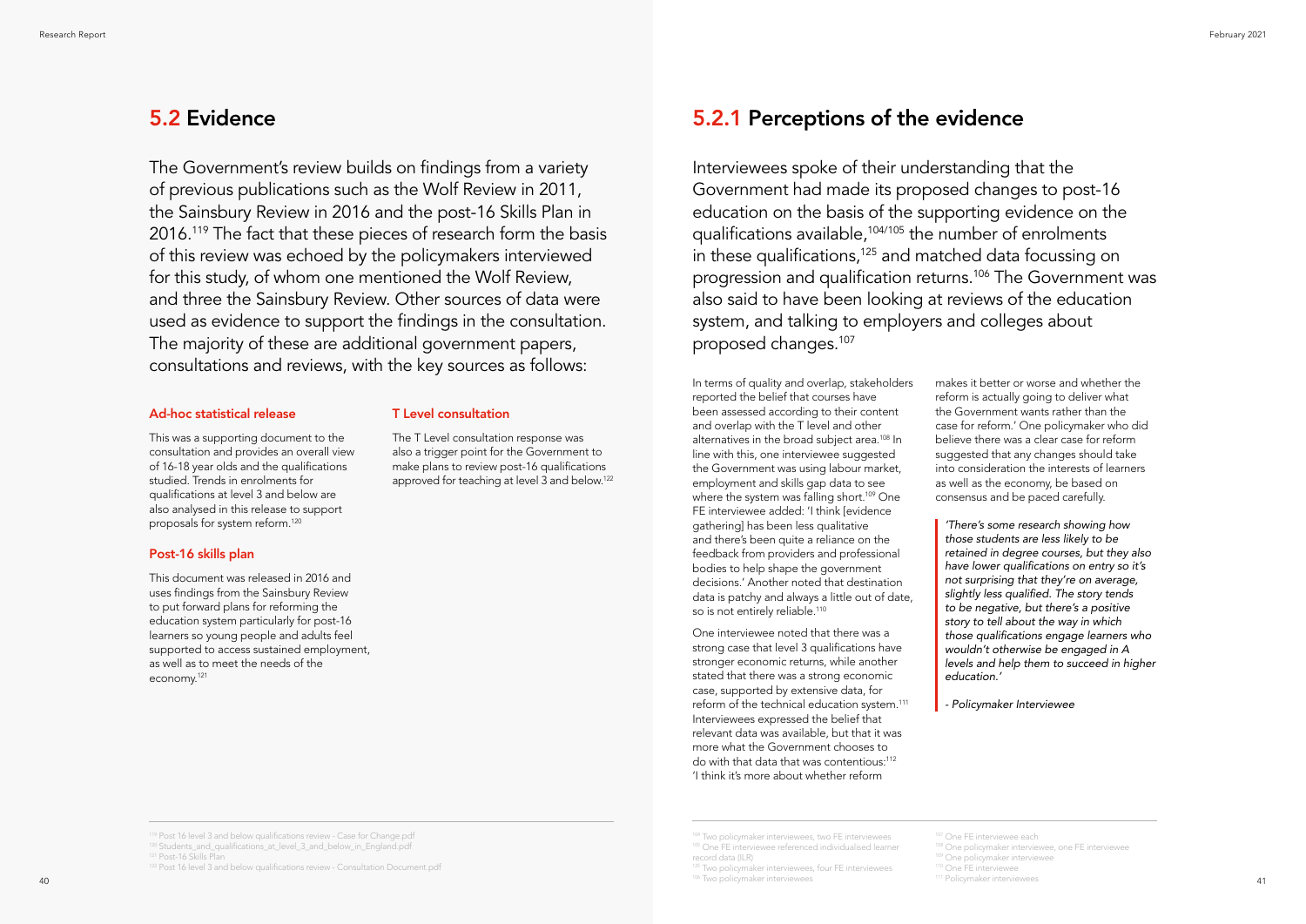## 5.2 Evidence

The Government's review builds on findings from a variety of previous publications such as the Wolf Review in 2011, the Sainsbury Review in 2016 and the post-16 Skills Plan in 2016.[119] The fact that these pieces of research form the basis of this review was echoed by the policymakers interviewed for this study, of whom one mentioned the Wolf Review, and three the Sainsbury Review. Other sources of data were used as evidence to support the findings in the consultation. The majority of these are additional government papers, consultations and reviews, with the key sources as follows:

### Ad-hoc statistical release

This was a supporting document to the consultation and provides an overall view of 16-18 year olds and the qualifications studied. Trends in enrolments for qualifications at level 3 and below are also analysed in this release to support proposals for system reform.[120]

### Post-16 skills plan

This document was released in 2016 and uses findings from the Sainsbury Review to put forward plans for reforming the education system particularly for post-16 learners so young people and adults feel supported to access sustained employment, as well as to meet the needs of the economy.[121]

### T Level consultation

The T Level consultation response was also a trigger point for the Government to make plans to review post-16 qualifications approved for teaching at level 3 and below.[122]

[119] Post 16 level 3 and below qualifications review - Case for Change.pdf
[120] Students_and_qualifications_at_level_3_and_below_in_England.pdf
[121] Post-16 Skills Plan
[122] Post 16 level 3 and below qualifications review - Consultation Document.pdf

## 5.2.1 Perceptions of the evidence

Interviewees spoke of their understanding that the Government had made its proposed changes to post-16 education on the basis of the supporting evidence on the qualifications available,[104/105] the number of enrolments in these qualifications,[125] and matched data focussing on progression and qualification returns.[106] The Government was also said to have been looking at reviews of the education system, and talking to employers and colleges about proposed changes.[107]

In terms of quality and overlap, stakeholders reported the belief that courses have been assessed according to their content and overlap with the T level and other alternatives in the broad subject area.[108] In line with this, one interviewee suggested the Government was using labour market, employment and skills gap data to see where the system was falling short.[109] One FE interviewee added: 'I think [evidence gathering] has been less qualitative and there's been quite a reliance on the feedback from providers and professional bodies to help shape the government decisions.' Another noted that destination data is patchy and always a little out of date, so is not entirely reliable.[110]

One interviewee noted that there was a strong case that level 3 qualifications have stronger economic returns, while another stated that there was a strong economic case, supported by extensive data, for reform of the technical education system.[111] Interviewees expressed the belief that relevant data was available, but that it was more what the Government chooses to do with that data that was contentious:[112] 'I think it's more about whether reform makes it better or worse and whether the reform is actually going to deliver what the Government wants rather than the case for reform.' One policymaker who did believe there was a clear case for reform suggested that any changes should take into consideration the interests of learners as well as the economy, be based on consensus and be paced carefully.

> *'There's some research showing how those students are less likely to be retained in degree courses, but they also have lower qualifications on entry so it's not surprising that they're on average, slightly less qualified. The story tends to be negative, but there's a positive story to tell about the way in which those qualifications engage learners who wouldn't otherwise be engaged in A levels and help them to succeed in higher education.'*
>
> *- Policymaker Interviewee*

[104] Two policymaker interviewees, two FE interviewees
[105] One FE interviewee referenced individualised learner record data (ILR)
[125] Two policymaker interviewees, four FE interviewees
[106] Two policymaker interviewees
[107] One FE interviewee each
[108] One policymaker interviewee, one FE interviewee
[109] One policymaker interviewee
[110] One FE interviewee
[111] Policymaker interviewees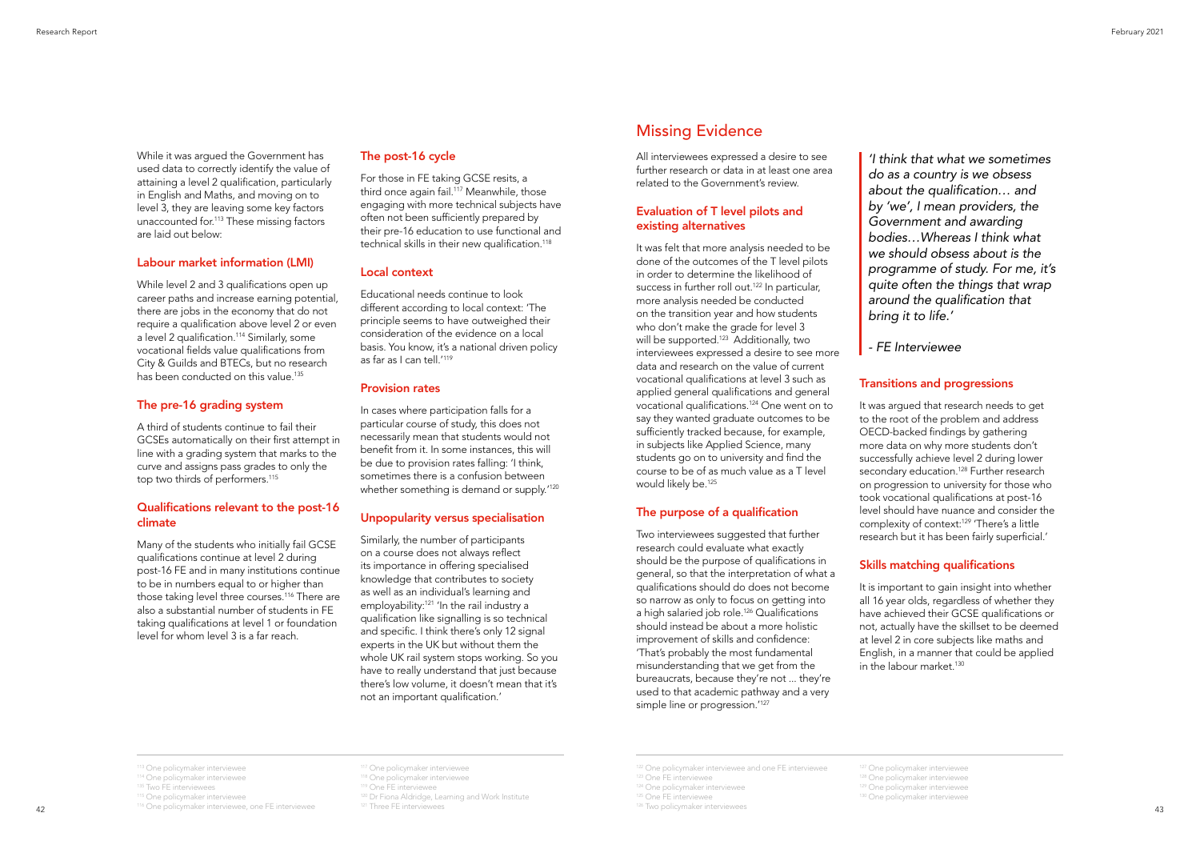While it was argued the Government has used data to correctly identify the value of attaining a level 2 qualification, particularly in English and Maths, and moving on to level 3, they are leaving some key factors unaccounted for.[113] These missing factors are laid out below:

### Labour market information (LMI)

While level 2 and 3 qualifications open up career paths and increase earning potential, there are jobs in the economy that do not require a qualification above level 2 or even a level 2 qualification.[114] Similarly, some vocational fields value qualifications from City & Guilds and BTECs, but no research has been conducted on this value.[135]

### The pre-16 grading system

A third of students continue to fail their GCSEs automatically on their first attempt in line with a grading system that marks to the curve and assigns pass grades to only the top two thirds of performers.[115]

### Qualifications relevant to the post-16 climate

Many of the students who initially fail GCSE qualifications continue at level 2 during post-16 FE and in many institutions continue to be in numbers equal to or higher than those taking level three courses.[116] There are also a substantial number of students in FE taking qualifications at level 1 or foundation level for whom level 3 is a far reach.

### The post-16 cycle

For those in FE taking GCSE resits, a third once again fail.[117] Meanwhile, those engaging with more technical subjects have often not been sufficiently prepared by their pre-16 education to use functional and technical skills in their new qualification.[118]

### Local context

Educational needs continue to look different according to local context: 'The principle seems to have outweighed their consideration of the evidence on a local basis. You know, it's a national driven policy as far as I can tell.'[119]

### Provision rates

In cases where participation falls for a particular course of study, this does not necessarily mean that students would not benefit from it. In some instances, this will be due to provision rates falling: 'I think, sometimes there is a confusion between whether something is demand or supply.'[120]

### Unpopularity versus specialisation

Similarly, the number of participants on a course does not always reflect its importance in offering specialised knowledge that contributes to society as well as an individual's learning and employability:[121] 'In the rail industry a qualification like signalling is so technical and specific. I think there's only 12 signal experts in the UK but without them the whole UK rail system stops working. So you have to really understand that just because there's low volume, it doesn't mean that it's not an important qualification.'

[113] One policymaker interviewee
[114] One policymaker interviewee
[135] Two FE interviewees
[115] One policymaker interviewee
[116] One policymaker interviewee, one FE interviewee
[117] One policymaker interviewee
[118] One policymaker interviewee
[119] One FE interviewee
[120] Dr Fiona Aldridge, Learning and Work Institute
[121] Three FE interviewees

## Missing Evidence

All interviewees expressed a desire to see further research or data in at least one area related to the Government's review.

### Evaluation of T level pilots and existing alternatives

It was felt that more analysis needed to be done of the outcomes of the T level pilots in order to determine the likelihood of success in further roll out.[122] In particular, more analysis needed be conducted on the transition year and how students who don't make the grade for level 3 will be supported.[123] Additionally, two interviewees expressed a desire to see more data and research on the value of current vocational qualifications at level 3 such as applied general qualifications and general vocational qualifications.[124] One went on to say they wanted graduate outcomes to be sufficiently tracked because, for example, in subjects like Applied Science, many students go on to university and find the course to be of as much value as a T level would likely be.[125]

### The purpose of a qualification

Two interviewees suggested that further research could evaluate what exactly should be the purpose of qualifications in general, so that the interpretation of what a qualifications should do does not become so narrow as only to focus on getting into a high salaried job role.[126] Qualifications should instead be about a more holistic improvement of skills and confidence: 'That's probably the most fundamental misunderstanding that we get from the bureaucrats, because they're not ... they're used to that academic pathway and a very simple line or progression.'[127]

> *'I think that what we sometimes do as a country is we obsess about the qualification… and by 'we', I mean providers, the Government and awarding bodies…Whereas I think what we should obsess about is the programme of study. For me, it's quite often the things that wrap around the qualification that bring it to life.'*
>
> *- FE Interviewee*

### Transitions and progressions

It was argued that research needs to get to the root of the problem and address OECD-backed findings by gathering more data on why more students don't successfully achieve level 2 during lower secondary education.[128] Further research on progression to university for those who took vocational qualifications at post-16 level should have nuance and consider the complexity of context:[129] 'There's a little research but it has been fairly superficial.'

### Skills matching qualifications

It is important to gain insight into whether all 16 year olds, regardless of whether they have achieved their GCSE qualifications or not, actually have the skillset to be deemed at level 2 in core subjects like maths and English, in a manner that could be applied in the labour market.[130]

[122] One policymaker interviewee and one FE interviewee
[123] One FE interviewee
[124] One policymaker interviewee
[125] One FE interviewee
[126] Two policymaker interviewees
[127] One policymaker interviewee
[128] One policymaker interviewee
[129] One policymaker interviewee
[130] One policymaker interviewee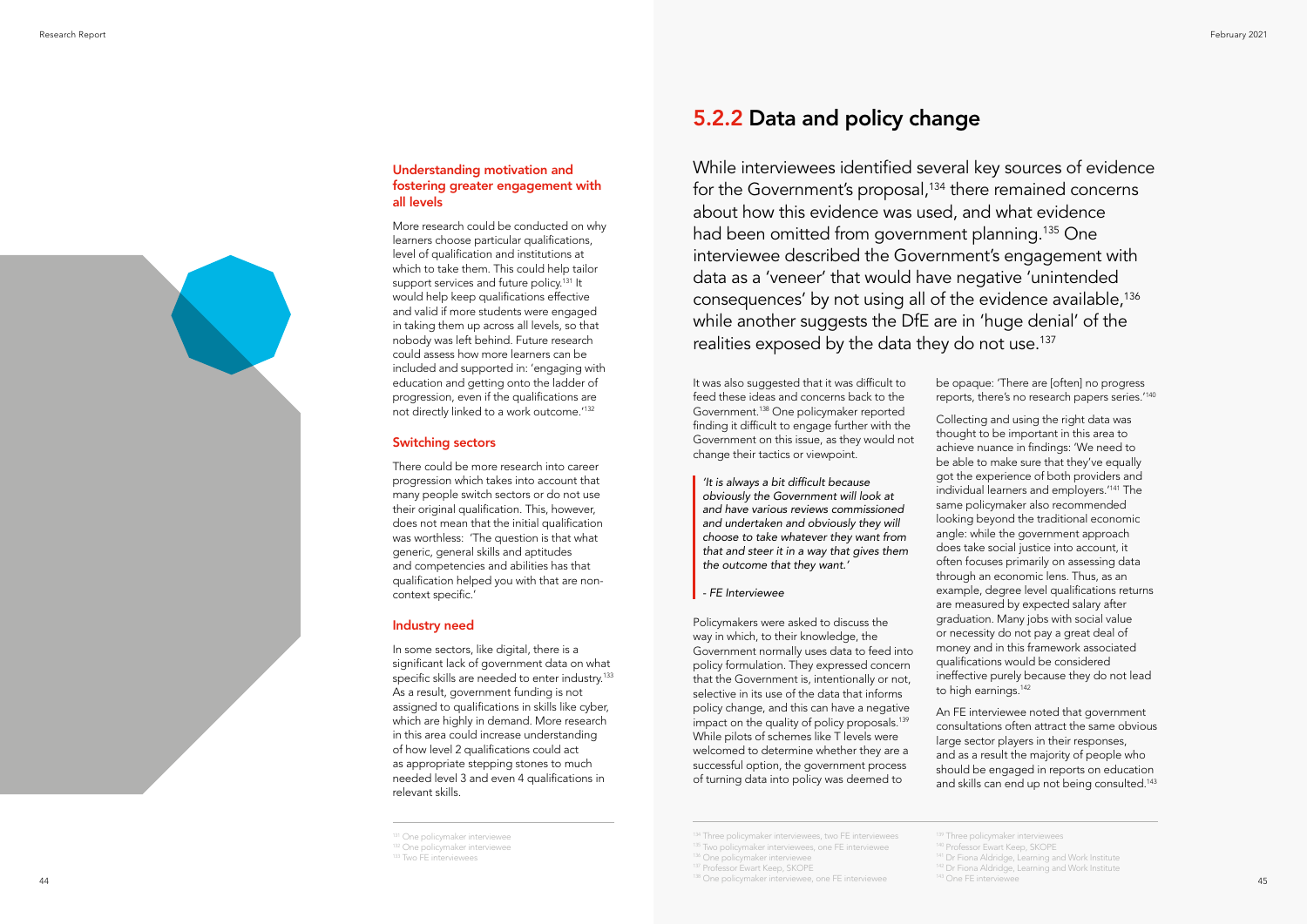### Understanding motivation and fostering greater engagement with all levels

More research could be conducted on why learners choose particular qualifications, level of qualification and institutions at which to take them. This could help tailor support services and future policy.[131] It would help keep qualifications effective and valid if more students were engaged in taking them up across all levels, so that nobody was left behind. Future research could assess how more learners can be included and supported in: 'engaging with education and getting onto the ladder of progression, even if the qualifications are not directly linked to a work outcome.'[132]

### Switching sectors

There could be more research into career progression which takes into account that many people switch sectors or do not use their original qualification. This, however, does not mean that the initial qualification was worthless: 'The question is that what generic, general skills and aptitudes and competencies and abilities has that qualification helped you with that are non-context specific.'

### Industry need

In some sectors, like digital, there is a significant lack of government data on what specific skills are needed to enter industry.[133] As a result, government funding is not assigned to qualifications in skills like cyber, which are highly in demand. More research in this area could increase understanding of how level 2 qualifications could act as appropriate stepping stones to much needed level 3 and even 4 qualifications in relevant skills.

[131] One policymaker interviewee
[132] One policymaker interviewee
[133] Two FE interviewees

## 5.2.2 Data and policy change

While interviewees identified several key sources of evidence for the Government's proposal,[134] there remained concerns about how this evidence was used, and what evidence had been omitted from government planning.[135] One interviewee described the Government's engagement with data as a 'veneer' that would have negative 'unintended consequences' by not using all of the evidence available,[136] while another suggests the DfE are in 'huge denial' of the realities exposed by the data they do not use.[137]

It was also suggested that it was difficult to feed these ideas and concerns back to the Government.[138] One policymaker reported finding it difficult to engage further with the Government on this issue, as they would not change their tactics or viewpoint.

> *'It is always a bit difficult because obviously the Government will look at and have various reviews commissioned and undertaken and obviously they will choose to take whatever they want from that and steer it in a way that gives them the outcome that they want.'*
>
> *- FE Interviewee*

Policymakers were asked to discuss the way in which, to their knowledge, the Government normally uses data to feed into policy formulation. They expressed concern that the Government is, intentionally or not, selective in its use of the data that informs policy change, and this can have a negative impact on the quality of policy proposals.[139] While pilots of schemes like T levels were welcomed to determine whether they are a successful option, the government process of turning data into policy was deemed to be opaque: 'There are [often] no progress reports, there's no research papers series.'[140]

Collecting and using the right data was thought to be important in this area to achieve nuance in findings: 'We need to be able to make sure that they've equally got the experience of both providers and individual learners and employers.'[141] The same policymaker also recommended looking beyond the traditional economic angle: while the government approach does take social justice into account, it often focuses primarily on assessing data through an economic lens. Thus, as an example, degree level qualifications returns are measured by expected salary after graduation. Many jobs with social value or necessity do not pay a great deal of money and in this framework associated qualifications would be considered ineffective purely because they do not lead to high earnings.[142]

An FE interviewee noted that government consultations often attract the same obvious large sector players in their responses, and as a result the majority of people who should be engaged in reports on education and skills can end up not being consulted.[143]

[134] Three policymaker interviewees, two FE interviewees
[135] Two policymaker interviewees, one FE interviewee
[136] One policymaker interviewee
[137] Professor Ewart Keep, SKOPE
[138] One policymaker interviewee, one FE interviewee
[139] Three policymaker interviewees
[140] Professor Ewart Keep, SKOPE
[141] Dr Fiona Aldridge, Learning and Work Institute
[142] Dr Fiona Aldridge, Learning and Work Institute
[143] One FE interviewee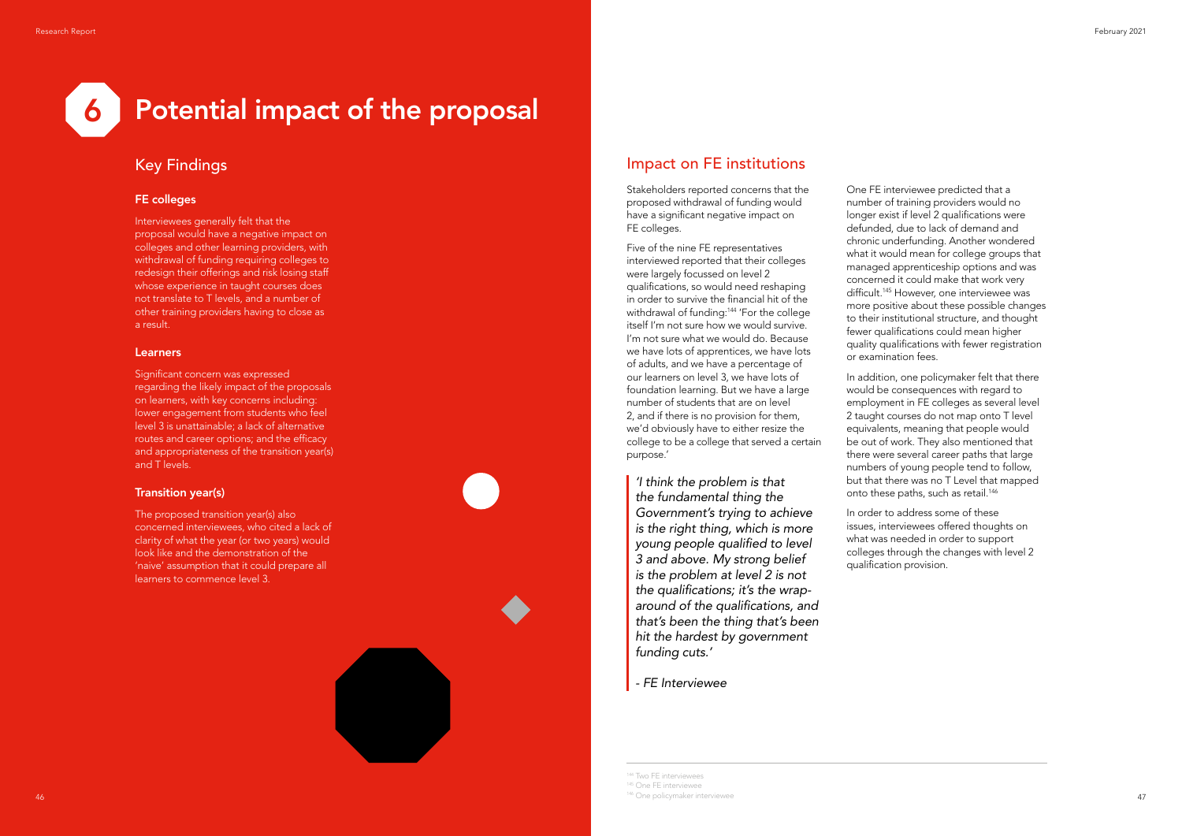# 6 Potential impact of the proposal

## Key Findings

### FE colleges

Interviewees generally felt that the proposal would have a negative impact on colleges and other learning providers, with withdrawal of funding requiring colleges to redesign their offerings and risk losing staff whose experience in taught courses does not translate to T levels, and a number of other training providers having to close as a result.

### Learners

Significant concern was expressed regarding the likely impact of the proposals on learners, with key concerns including: lower engagement from students who feel level 3 is unattainable; a lack of alternative routes and career options; and the efficacy and appropriateness of the transition year(s) and T levels.

### Transition year(s)

The proposed transition year(s) also concerned interviewees, who cited a lack of clarity of what the year (or two years) would look like and the demonstration of the 'naive' assumption that it could prepare all learners to commence level 3.

## Impact on FE institutions

Stakeholders reported concerns that the proposed withdrawal of funding would have a significant negative impact on FE colleges.

Five of the nine FE representatives interviewed reported that their colleges were largely focussed on level 2 qualifications, so would need reshaping in order to survive the financial hit of the withdrawal of funding:[144] 'For the college itself I'm not sure how we would survive. I'm not sure what we would do. Because we have lots of apprentices, we have lots of adults, and we have a percentage of our learners on level 3, we have lots of foundation learning. But we have a large number of students that are on level 2, and if there is no provision for them, we'd obviously have to either resize the college to be a college that served a certain purpose.'

> *'I think the problem is that the fundamental thing the Government's trying to achieve is the right thing, which is more young people qualified to level 3 and above. My strong belief is the problem at level 2 is not the qualifications; it's the wrap-around of the qualifications, and that's been the thing that's been hit the hardest by government funding cuts.'*
>
> *- FE Interviewee*

One FE interviewee predicted that a number of training providers would no longer exist if level 2 qualifications were defunded, due to lack of demand and chronic underfunding. Another wondered what it would mean for college groups that managed apprenticeship options and was concerned it could make that work very difficult.[145] However, one interviewee was more positive about these possible changes to their institutional structure, and thought fewer qualifications could mean higher quality qualifications with fewer registration or examination fees.

In addition, one policymaker felt that there would be consequences with regard to employment in FE colleges as several level 2 taught courses do not map onto T level equivalents, meaning that people would be out of work. They also mentioned that there were several career paths that large numbers of young people tend to follow, but that there was no T Level that mapped onto these paths, such as retail.[146]

In order to address some of these issues, interviewees offered thoughts on what was needed in order to support colleges through the changes with level 2 qualification provision.

---

[144] Two FE interviewees
[145] One FE interviewee
[146] One policymaker interviewee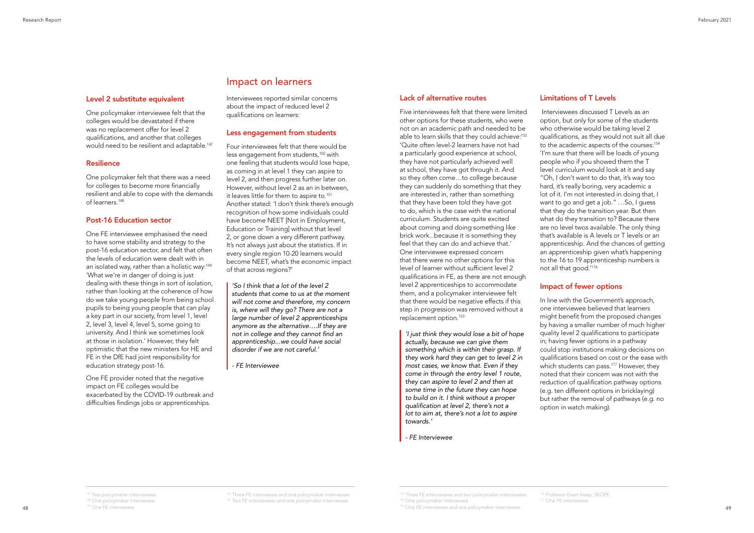### Level 2 substitute equivalent

One policymaker interviewee felt that the colleges would be devastated if there was no replacement offer for level 2 qualifications, and another that colleges would need to be resilient and adaptable.[147]

### Resilience

One policymaker felt that there was a need for colleges to become more financially resilient and able to cope with the demands of learners.[148]

### Post-16 Education sector

One FE interviewee emphasised the need to have some stability and strategy to the post-16 education sector, and felt that often the levels of education were dealt with in an isolated way, rather than a holistic way:[149] 'What we're in danger of doing is just dealing with these things in sort of isolation, rather than looking at the coherence of how do we take young people from being school pupils to being young people that can play a key part in our society, from level 1, level 2, level 3, level 4, level 5, some going to university. And I think we sometimes look at those in isolation.' However, they felt optimistic that the new ministers for HE and FE in the DfE had joint responsibility for education strategy post-16.

One FE provider noted that the negative impact on FE colleges would be exacerbated by the COVID-19 outbreak and difficulties findings jobs or apprenticeships.

## Impact on learners

Interviewees reported similar concerns about the impact of reduced level 2 qualifications on learners:

### Less engagement from students

Four interviewees felt that there would be less engagement from students,[150] with one feeling that students would lose hope, as coming in at level 1 they can aspire to level 2, and then progress further later on. However, without level 2 as an in between, it leaves little for them to aspire to.[151] Another stated: 'I don't think there's enough recognition of how some individuals could have become NEET [Not in Employment, Education or Training] without that level 2, or gone down a very different pathway. It's not always just about the statistics. If in every single region 10-20 learners would become NEET, what's the economic impact of that across regions?'

> *'So I think that a lot of the level 2 students that come to us at the moment will not come and therefore, my concern is, where will they go? There are not a large number of level 2 apprenticeships anymore as the alternative….If they are not in college and they cannot find an apprenticeship...we could have social disorder if we are not careful.'*
>
> *- FE Interviewee*

### Lack of alternative routes

Five interviewees felt that there were limited other options for these students, who were not on an academic path and needed to be able to learn skills that they could achieve:[152] 'Quite often level-2 learners have not had a particularly good experience at school, they have not particularly achieved well at school, they have got through it. And so they often come…to college because they can suddenly do something that they are interested in, rather than something that they have been told they have got to do, which is the case with the national curriculum. Students are quite excited about coming and doing something like brick work...because it is something they feel that they can do and achieve that.' One interviewee expressed concern that there were no other options for this level of learner without sufficient level 2 qualifications in FE, as there are not enough level 2 apprenticeships to accommodate them, and a policymaker interviewee felt that there would be negative effects if this step in progression was removed without a replacement option.[153]

> *'I just think they would lose a bit of hope actually, because we can give them something which is within their grasp. If they work hard they can get to level 2 in most cases, we know that. Even if they come in through the entry level 1 route, they can aspire to level 2 and then at some time in the future they can hope to build on it. I think without a proper qualification at level 2, there's not a lot to aim at, there's not a lot to aspire towards.'*
>
> *- FE Interviewee*

### Limitations of T Levels

Interviewees discussed T Levels as an option, but only for some of the students who otherwise would be taking level 2 qualifications, as they would not suit all due to the academic aspects of the courses:[154] 'I'm sure that there will be loads of young people who if you showed them the T level curriculum would look at it and say "Oh, I don't want to do that, it's way too hard, it's really boring, very academic a lot of it. I'm not interested in doing that, I want to go and get a job." …So, I guess that they do the transition year. But then what do they transition to? Because there are no level twos available. The only thing that's available is A levels or T levels or an apprenticeship. And the chances of getting an apprenticeship given what's happening to the 16 to 19 apprenticeship numbers is not all that good.'[176]

### Impact of fewer options

In line with the Government's approach, one interviewee believed that learners might benefit from the proposed changes by having a smaller number of much higher quality level 2 qualifications to participate in; having fewer options in a pathway could stop institutions making decisions on qualifications based on cost or the ease with which students can pass.[177] However, they noted that their concern was not with the reduction of qualification pathway options (e.g. ten different options in bricklaying) but rather the removal of pathways (e.g. no option in watch making).

---

[147] Two policymaker interviewees
[148] One policymaker interviewee
[149] One FE interviewee
[150] Three FE interviewee and one policymaker interviewee
[151] Two FE interviewees and one policymaker interviewee
[152] Three FE interviewees and two policymaker interviewees
[153] One policymaker interviewee
[154] One FE interviewee and one policymaker interviewee
[176] Professor Ewart Keep, SKOPE
[177] One FE interviewee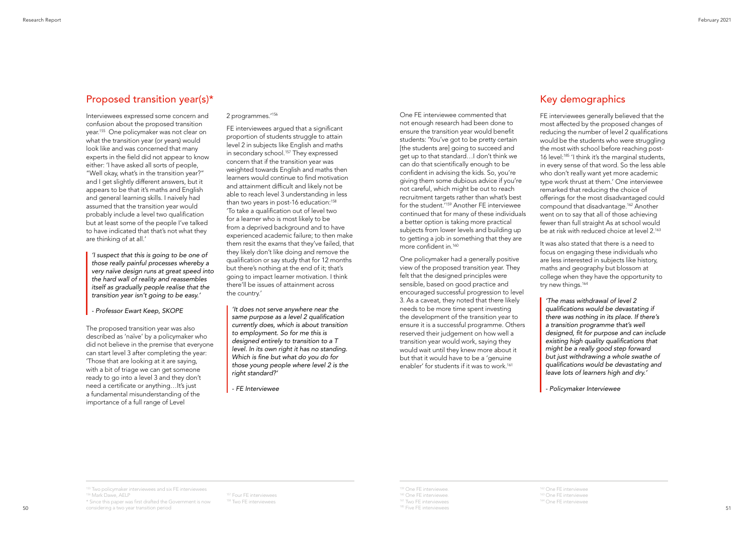## Proposed transition year(s)*

Interviewees expressed some concern and confusion about the proposed transition year.[155] One policymaker was not clear on what the transition year (or years) would look like and was concerned that many experts in the field did not appear to know either: 'I have asked all sorts of people, "Well okay, what's in the transition year?" and I get slightly different answers, but it appears to be that it's maths and English and general learning skills. I naively had assumed that the transition year would probably include a level two qualification but at least some of the people I've talked to have indicated that that's not what they are thinking of at all.'

> *'I suspect that this is going to be one of those really painful processes whereby a very naïve design runs at great speed into the hard wall of reality and reassembles itself as gradually people realise that the transition year isn't going to be easy.'*
>
> *- Professor Ewart Keep, SKOPE*

The proposed transition year was also described as 'naïve' by a policymaker who did not believe in the premise that everyone can start level 3 after completing the year: 'Those that are looking at it are saying, with a bit of triage we can get someone ready to go into a level 3 and they don't need a certificate or anything…It's just a fundamental misunderstanding of the importance of a full range of Level 2 programmes.'[156]

FE interviewees argued that a significant proportion of students struggle to attain level 2 in subjects like English and maths in secondary school.[157] They expressed concern that if the transition year was weighted towards English and maths then learners would continue to find motivation and attainment difficult and likely not be able to reach level 3 understanding in less than two years in post-16 education:[158] 'To take a qualification out of level two for a learner who is most likely to be from a deprived background and to have experienced academic failure; to then make them resit the exams that they've failed, that they likely don't like doing and remove the qualification or say study that for 12 months but there's nothing at the end of it; that's going to impact learner motivation. I think there'll be issues of attainment across the country.'

> *'It does not serve anywhere near the same purpose as a level 2 qualification currently does, which is about transition to employment. So for me this is designed entirely to transition to a T level. In its own right it has no standing. Which is fine but what do you do for those young people where level 2 is the right standard?'*
>
> *- FE Interviewee*

One FE interviewee commented that not enough research had been done to ensure the transition year would benefit students: 'You've got to be pretty certain [the students are] going to succeed and get up to that standard…I don't think we can do that scientifically enough to be confident in advising the kids. So, you're giving them some dubious advice if you're not careful, which might be out to reach recruitment targets rather than what's best for the student.'[159] Another FE interviewee continued that for many of these individuals a better option is taking more practical subjects from lower levels and building up to getting a job in something that they are more confident in.[160]

One policymaker had a generally positive view of the proposed transition year. They felt that the designed principles were sensible, based on good practice and encouraged successful progression to level 3. As a caveat, they noted that there likely needs to be more time spent investing the development of the transition year to ensure it is a successful programme. Others reserved their judgement on how well a transition year would work, saying they would wait until they knew more about it but that it would have to be a 'genuine enabler' for students if it was to work.[161]

## Key demographics

FE interviewees generally believed that the most affected by the proposed changes of reducing the number of level 2 qualifications would be the students who were struggling the most with school before reaching post-16 level:[185] 'I think it's the marginal students, in every sense of that word. So the less able who don't really want yet more academic type work thrust at them.' One interviewee remarked that reducing the choice of offerings for the most disadvantaged could compound that disadvantage.[162] Another went on to say that all of those achieving fewer than full straight As at school would be at risk with reduced choice at level 2.[163]

It was also stated that there is a need to focus on engaging these individuals who are less interested in subjects like history, maths and geography but blossom at college when they have the opportunity to try new things.[164]

> *'The mass withdrawal of level 2 qualifications would be devastating if there was nothing in its place. If there's a transition programme that's well designed, fit for purpose and can include existing high quality qualifications that might be a really good step forward but just withdrawing a whole swathe of qualifications would be devastating and leave lots of learners high and dry.'*
>
> *- Policymaker Interviewee*

---

[155] Two policymaker interviewees and six FE interviewees
[156] Mark Dawe, AELP
* Since this paper was first drafted the Government is now considering a two year transition period
[157] Four FE interviewees
[158] Two FE interviewees
[159] One FE interviewee.
[160] One FE interviewee.
[161] Two FE interviewees
[185] Five FE interviewees
[162] One FE interviewee
[163] One FE interviewee
[164] One FE interviewee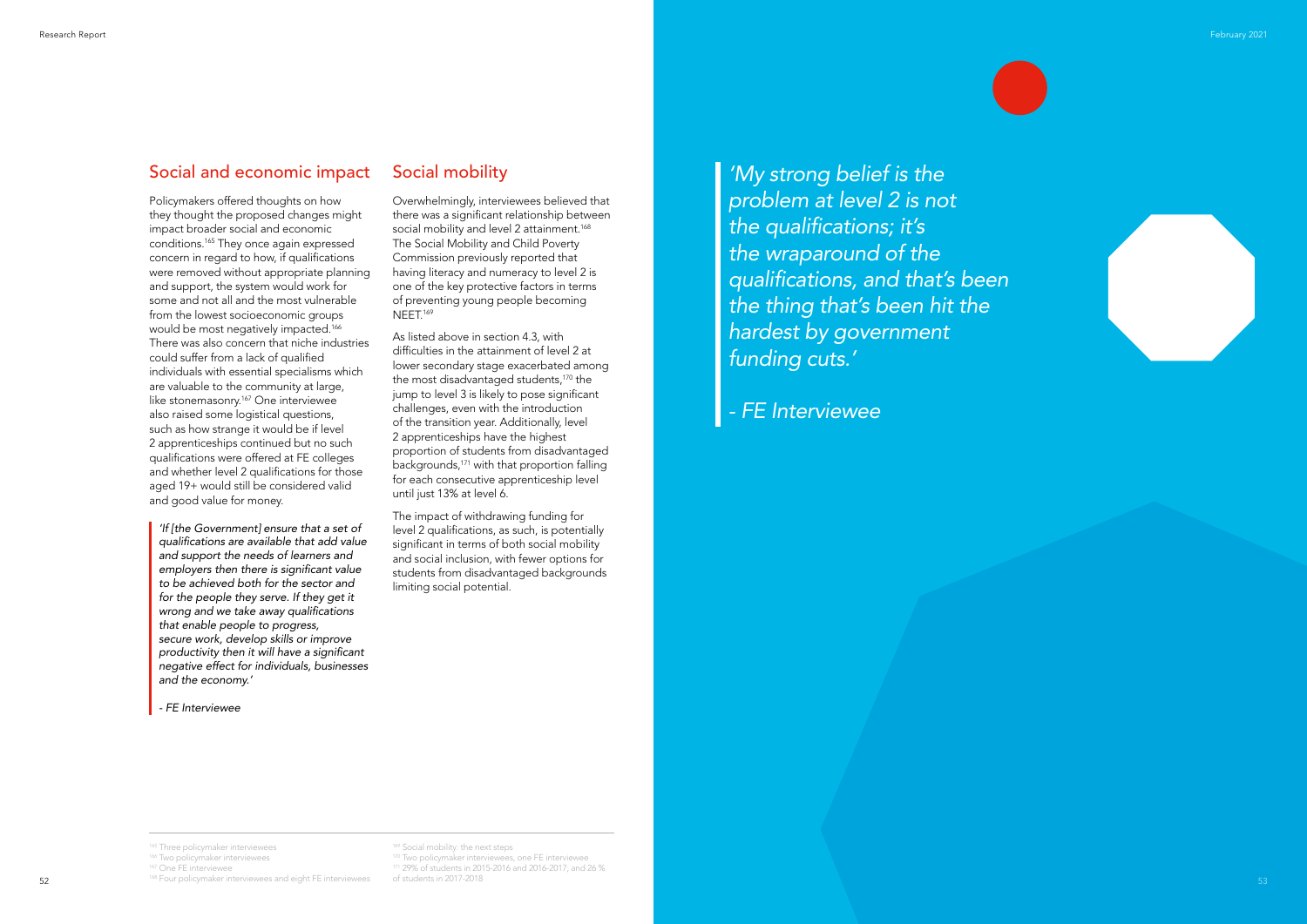## Social and economic impact

Policymakers offered thoughts on how they thought the proposed changes might impact broader social and economic conditions.[165] They once again expressed concern in regard to how, if qualifications were removed without appropriate planning and support, the system would work for some and not all and the most vulnerable from the lowest socioeconomic groups would be most negatively impacted.[166] There was also concern that niche industries could suffer from a lack of qualified individuals with essential specialisms which are valuable to the community at large, like stonemasonry.[167] One interviewee also raised some logistical questions, such as how strange it would be if level 2 apprenticeships continued but no such qualifications were offered at FE colleges and whether level 2 qualifications for those aged 19+ would still be considered valid and good value for money.

> *'If [the Government] ensure that a set of qualifications are available that add value and support the needs of learners and employers then there is significant value to be achieved both for the sector and for the people they serve. If they get it wrong and we take away qualifications that enable people to progress, secure work, develop skills or improve productivity then it will have a significant negative effect for individuals, businesses and the economy.'*
>
> *- FE Interviewee*

## Social mobility

Overwhelmingly, interviewees believed that there was a significant relationship between social mobility and level 2 attainment.[168] The Social Mobility and Child Poverty Commission previously reported that having literacy and numeracy to level 2 is one of the key protective factors in terms of preventing young people becoming NEET.[169]

As listed above in section 4.3, with difficulties in the attainment of level 2 at lower secondary stage exacerbated among the most disadvantaged students,[170] the jump to level 3 is likely to pose significant challenges, even with the introduction of the transition year. Additionally, level 2 apprenticeships have the highest proportion of students from disadvantaged backgrounds,[171] with that proportion falling for each consecutive apprenticeship level until just 13% at level 6.

The impact of withdrawing funding for level 2 qualifications, as such, is potentially significant in terms of both social mobility and social inclusion, with fewer options for students from disadvantaged backgrounds limiting social potential.

> *'My strong belief is the problem at level 2 is not the qualifications; it's the wraparound of the qualifications, and that's been the thing that's been hit the hardest by government funding cuts.'*
>
> *- FE Interviewee*

---

[165] Three policymaker interviewees
[166] Two policymaker interviewees
[167] One FE interviewee
[168] Four policymaker interviewees and eight FE interviewees
[169] Social mobility: the next steps
[170] Two policymaker interviewees, one FE interviewee
[171] 29% of students in 2015-2016 and 2016-2017; and 26 % of students in 2017-2018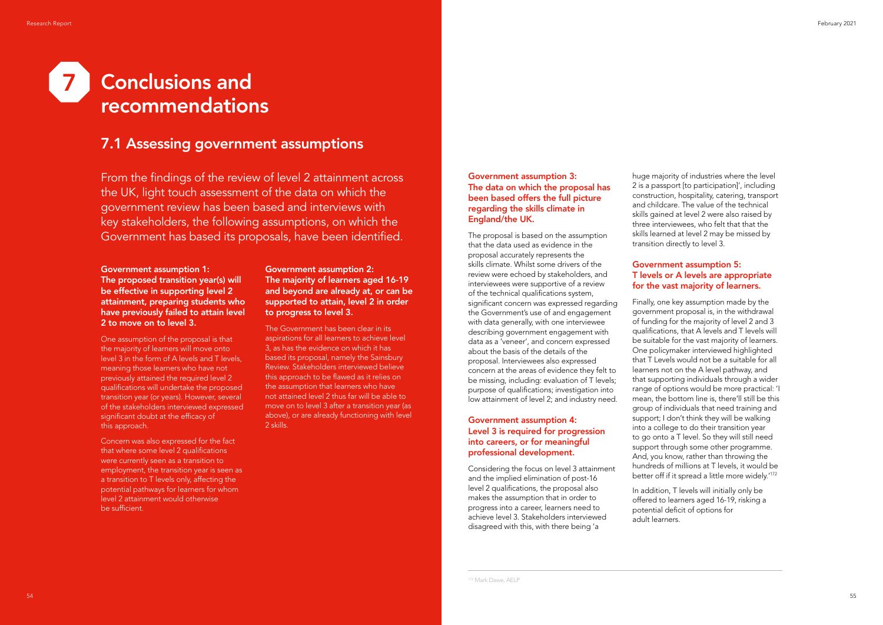# 7 Conclusions and recommendations

## 7.1 Assessing government assumptions

From the findings of the review of level 2 attainment across the UK, light touch assessment of the data on which the government review has been based and interviews with key stakeholders, the following assumptions, on which the Government has based its proposals, have been identified.

**Government assumption 1: The proposed transition year(s) will be effective in supporting level 2 attainment, preparing students who have previously failed to attain level 2 to move on to level 3.**

One assumption of the proposal is that the majority of learners will move onto level 3 in the form of A levels and T levels, meaning those learners who have not previously attained the required level 2 qualifications will undertake the proposed transition year (or years). However, several of the stakeholders interviewed expressed significant doubt at the efficacy of this approach.

Concern was also expressed for the fact that where some level 2 qualifications were currently seen as a transition to employment, the transition year is seen as a transition to T levels only, affecting the potential pathways for learners for whom level 2 attainment would otherwise be sufficient.

**Government assumption 2: The majority of learners aged 16-19 and beyond are already at, or can be supported to attain, level 2 in order to progress to level 3.**

The Government has been clear in its aspirations for all learners to achieve level 3, as has the evidence on which it has based its proposal, namely the Sainsbury Review. Stakeholders interviewed believe this approach to be flawed as it relies on the assumption that learners who have not attained level 2 thus far will be able to move on to level 3 after a transition year (as above), or are already functioning with level 2 skills.

**Government assumption 3: The data on which the proposal has been based offers the full picture regarding the skills climate in England/the UK.**

The proposal is based on the assumption that the data used as evidence in the proposal accurately represents the skills climate. Whilst some drivers of the review were echoed by stakeholders, and interviewees were supportive of a review of the technical qualifications system, significant concern was expressed regarding the Government's use of and engagement with data generally, with one interviewee describing government engagement with data as a 'veneer', and concern expressed about the basis of the details of the proposal. Interviewees also expressed concern at the areas of evidence they felt to be missing, including: evaluation of T levels; purpose of qualifications; investigation into low attainment of level 2; and industry need.

**Government assumption 4: Level 3 is required for progression into careers, or for meaningful professional development.**

Considering the focus on level 3 attainment and the implied elimination of post-16 level 2 qualifications, the proposal also makes the assumption that in order to progress into a career, learners need to achieve level 3. Stakeholders interviewed disagreed with this, with there being 'a huge majority of industries where the level 2 is a passport [to participation]', including construction, hospitality, catering, transport and childcare. The value of the technical skills gained at level 2 were also raised by three interviewees, who felt that that the skills learned at level 2 may be missed by transition directly to level 3.

**Government assumption 5: T levels or A levels are appropriate for the vast majority of learners.**

Finally, one key assumption made by the government proposal is, in the withdrawal of funding for the majority of level 2 and 3 qualifications, that A levels and T levels will be suitable for the vast majority of learners. One policymaker interviewed highlighted that T Levels would not be a suitable for all learners not on the A level pathway, and that supporting individuals through a wider range of options would be more practical: 'I mean, the bottom line is, there'll still be this group of individuals that need training and support; I don't think they will be walking into a college to do their transition year to go onto a T level. So they will still need support through some other programme. And, you know, rather than throwing the hundreds of millions at T levels, it would be better off if it spread a little more widely.'[172]

In addition, T levels will initially only be offered to learners aged 16-19, risking a potential deficit of options for adult learners.

[172] Mark Dawe, AELP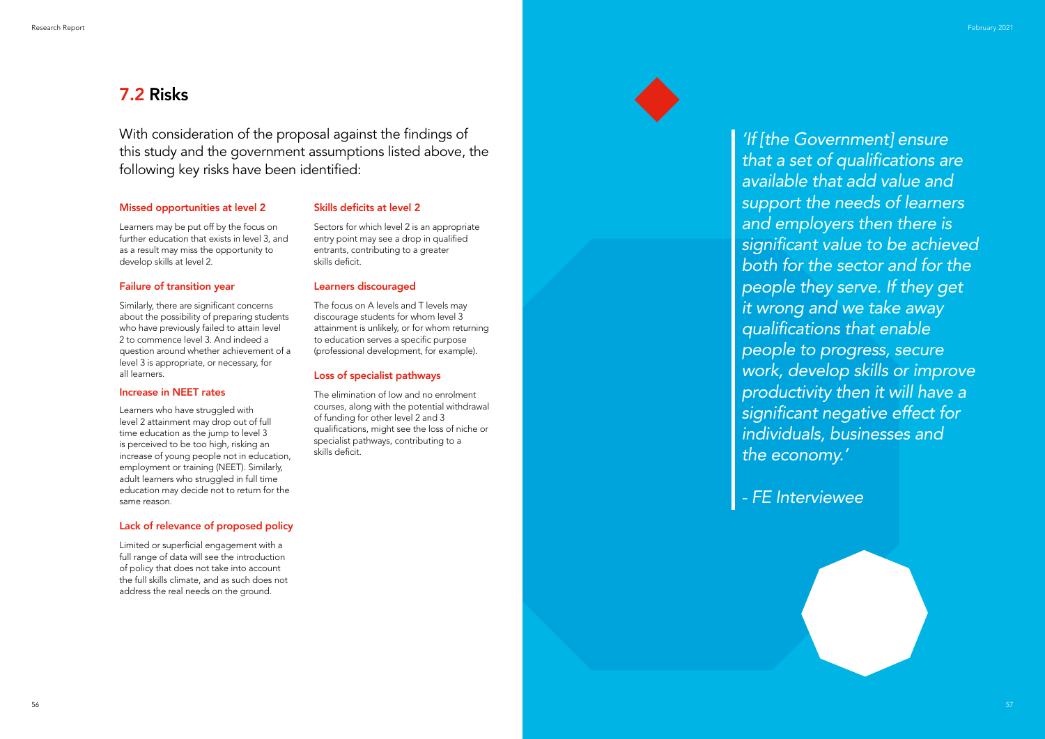## 7.2 Risks

With consideration of the proposal against the findings of this study and the government assumptions listed above, the following key risks have been identified:

### Missed opportunities at level 2

Learners may be put off by the focus on further education that exists in level 3, and as a result may miss the opportunity to develop skills at level 2.

### Failure of transition year

Similarly, there are significant concerns about the possibility of preparing students who have previously failed to attain level 2 to commence level 3. And indeed a question around whether achievement of a level 3 is appropriate, or necessary, for all learners.

### Increase in NEET rates

Learners who have struggled with level 2 attainment may drop out of full time education as the jump to level 3 is perceived to be too high, risking an increase of young people not in education, employment or training (NEET). Similarly, adult learners who struggled in full time education may decide not to return for the same reason.

### Lack of relevance of proposed policy

Limited or superficial engagement with a full range of data will see the introduction of policy that does not take into account the full skills climate, and as such does not address the real needs on the ground.

### Skills deficits at level 2

Sectors for which level 2 is an appropriate entry point may see a drop in qualified entrants, contributing to a greater skills deficit.

### Learners discouraged

The focus on A levels and T levels may discourage students for whom level 3 attainment is unlikely, or for whom returning to education serves a specific purpose (professional development, for example).

### Loss of specialist pathways

The elimination of low and no enrolment courses, along with the potential withdrawal of funding for other level 2 and 3 qualifications, might see the loss of niche or specialist pathways, contributing to a skills deficit.

> *'If [the Government] ensure that a set of qualifications are available that add value and support the needs of learners and employers then there is significant value to be achieved both for the sector and for the people they serve. If they get it wrong and we take away qualifications that enable people to progress, secure work, develop skills or improve productivity then it will have a significant negative effect for individuals, businesses and the economy.'*
>
> *- FE Interviewee*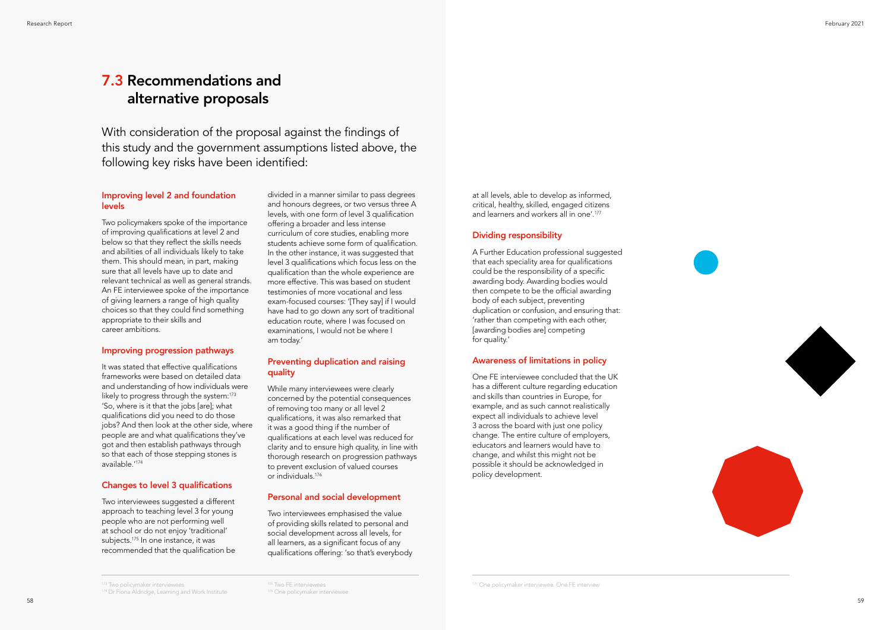## 7.3 Recommendations and alternative proposals

With consideration of the proposal against the findings of this study and the government assumptions listed above, the following key risks have been identified:

### Improving level 2 and foundation levels

Two policymakers spoke of the importance of improving qualifications at level 2 and below so that they reflect the skills needs and abilities of all individuals likely to take them. This should mean, in part, making sure that all levels have up to date and relevant technical as well as general strands. An FE interviewee spoke of the importance of giving learners a range of high quality choices so that they could find something appropriate to their skills and career ambitions.

### Improving progression pathways

It was stated that effective qualifications frameworks were based on detailed data and understanding of how individuals were likely to progress through the system:[173] 'So, where is it that the jobs [are]; what qualifications did you need to do those jobs? And then look at the other side, where people are and what qualifications they've got and then establish pathways through so that each of those stepping stones is available.'[174]

### Changes to level 3 qualifications

Two interviewees suggested a different approach to teaching level 3 for young people who are not performing well at school or do not enjoy 'traditional' subjects.[175] In one instance, it was recommended that the qualification be divided in a manner similar to pass degrees and honours degrees, or two versus three A levels, with one form of level 3 qualification offering a broader and less intense curriculum of core studies, enabling more students achieve some form of qualification. In the other instance, it was suggested that level 3 qualifications which focus less on the qualification than the whole experience are more effective. This was based on student testimonies of more vocational and less exam-focused courses: '[They say] if I would have had to go down any sort of traditional education route, where I was focused on examinations, I would not be where I am today.'

### Preventing duplication and raising quality

While many interviewees were clearly concerned by the potential consequences of removing too many or all level 2 qualifications, it was also remarked that it was a good thing if the number of qualifications at each level was reduced for clarity and to ensure high quality, in line with thorough research on progression pathways to prevent exclusion of valued courses or individuals.[176]

### Personal and social development

Two interviewees emphasised the value of providing skills related to personal and social development across all levels, for all learners, as a significant focus of any qualifications offering: 'so that's everybody at all levels, able to develop as informed, critical, healthy, skilled, engaged citizens and learners and workers all in one'.[177]

### Dividing responsibility

A Further Education professional suggested that each speciality area for qualifications could be the responsibility of a specific awarding body. Awarding bodies would then compete to be the official awarding body of each subject, preventing duplication or confusion, and ensuring that: 'rather than competing with each other, [awarding bodies are] competing for quality.'

### Awareness of limitations in policy

One FE interviewee concluded that the UK has a different culture regarding education and skills than countries in Europe, for example, and as such cannot realistically expect all individuals to achieve level 3 across the board with just one policy change. The entire culture of employers, educators and learners would have to change, and whilst this might not be possible it should be acknowledged in policy development.

---

[173] Two policymaker interviewees
[174] Dr Fiona Aldridge, Learning and Work Institute
[175] Two FE interviewees
[176] One policymaker interviewee
[177] One policymaker interviewee. One FE interview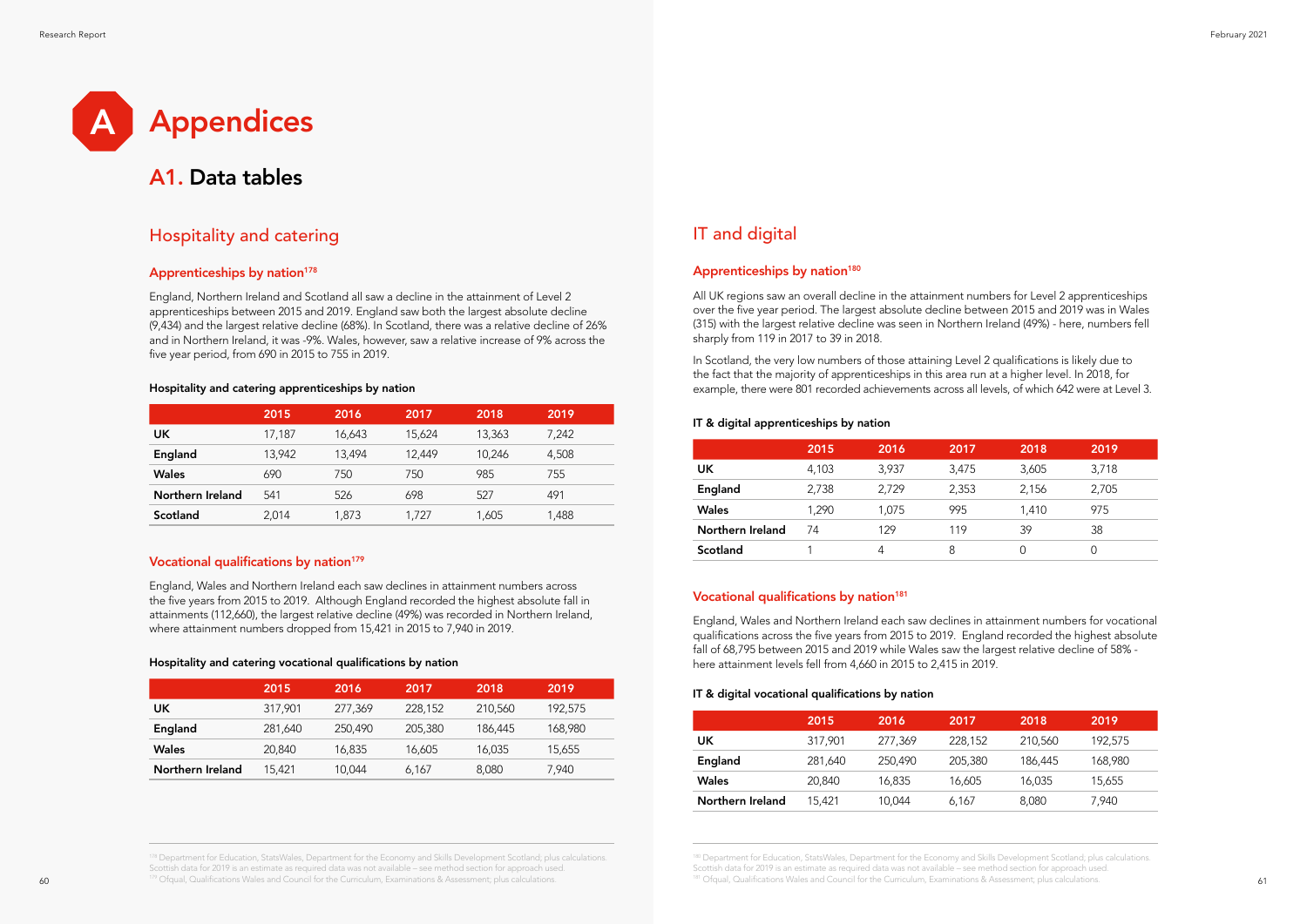# A Appendices

## A1. Data tables

## Hospitality and catering

### Apprenticeships by nation[178]

England, Northern Ireland and Scotland all saw a decline in the attainment of Level 2 apprenticeships between 2015 and 2019. England saw both the largest absolute decline (9,434) and the largest relative decline (68%). In Scotland, there was a relative decline of 26% and in Northern Ireland, it was -9%. Wales, however, saw a relative increase of 9% across the five year period, from 690 in 2015 to 755 in 2019.

**Hospitality and catering apprenticeships by nation**

| | 2015 | 2016 | 2017 | 2018 | 2019 |
|---|---|---|---|---|---|
| **UK** | 17,187 | 16,643 | 15,624 | 13,363 | 7,242 |
| **England** | 13,942 | 13,494 | 12,449 | 10,246 | 4,508 |
| **Wales** | 690 | 750 | 750 | 985 | 755 |
| **Northern Ireland** | 541 | 526 | 698 | 527 | 491 |
| **Scotland** | 2,014 | 1,873 | 1,727 | 1,605 | 1,488 |

### Vocational qualifications by nation[179]

England, Wales and Northern Ireland each saw declines in attainment numbers across the five years from 2015 to 2019. Although England recorded the highest absolute fall in attainments (112,660), the largest relative decline (49%) was recorded in Northern Ireland, where attainment numbers dropped from 15,421 in 2015 to 7,940 in 2019.

**Hospitality and catering vocational qualifications by nation**

| | 2015 | 2016 | 2017 | 2018 | 2019 |
|---|---|---|---|---|---|
| **UK** | 317,901 | 277,369 | 228,152 | 210,560 | 192,575 |
| **England** | 281,640 | 250,490 | 205,380 | 186,445 | 168,980 |
| **Wales** | 20,840 | 16,835 | 16,605 | 16,035 | 15,655 |
| **Northern Ireland** | 15,421 | 10,044 | 6,167 | 8,080 | 7,940 |

[178] Department for Education, StatsWales, Department for the Economy and Skills Development Scotland; plus calculations. Scottish data for 2019 is an estimate as required data was not available – see method section for approach used.
[179] Ofqual, Qualifications Wales and Council for the Curriculum, Examinations & Assessment; plus calculations.

## IT and digital

### Apprenticeships by nation[180]

All UK regions saw an overall decline in the attainment numbers for Level 2 apprenticeships over the five year period. The largest absolute decline between 2015 and 2019 was in Wales (315) with the largest relative decline was seen in Northern Ireland (49%) - here, numbers fell sharply from 119 in 2017 to 39 in 2018.

In Scotland, the very low numbers of those attaining Level 2 qualifications is likely due to the fact that the majority of apprenticeships in this area run at a higher level. In 2018, for example, there were 801 recorded achievements across all levels, of which 642 were at Level 3.

**IT & digital apprenticeships by nation**

| | 2015 | 2016 | 2017 | 2018 | 2019 |
|---|---|---|---|---|---|
| **UK** | 4,103 | 3,937 | 3,475 | 3,605 | 3,718 |
| **England** | 2,738 | 2,729 | 2,353 | 2,156 | 2,705 |
| **Wales** | 1,290 | 1,075 | 995 | 1,410 | 975 |
| **Northern Ireland** | 74 | 129 | 119 | 39 | 38 |
| **Scotland** | 1 | 4 | 8 | 0 | 0 |

### Vocational qualifications by nation[181]

England, Wales and Northern Ireland each saw declines in attainment numbers for vocational qualifications across the five years from 2015 to 2019. England recorded the highest absolute fall of 68,795 between 2015 and 2019 while Wales saw the largest relative decline of 58% - here attainment levels fell from 4,660 in 2015 to 2,415 in 2019.

**IT & digital vocational qualifications by nation**

| | 2015 | 2016 | 2017 | 2018 | 2019 |
|---|---|---|---|---|---|
| **UK** | 317,901 | 277,369 | 228,152 | 210,560 | 192,575 |
| **England** | 281,640 | 250,490 | 205,380 | 186,445 | 168,980 |
| **Wales** | 20,840 | 16,835 | 16,605 | 16,035 | 15,655 |
| **Northern Ireland** | 15,421 | 10,044 | 6,167 | 8,080 | 7,940 |

[180] Department for Education, StatsWales, Department for the Economy and Skills Development Scotland; plus calculations. Scottish data for 2019 is an estimate as required data was not available – see method section for approach used.
[181] Ofqual, Qualifications Wales and Council for the Curriculum, Examinations & Assessment; plus calculations.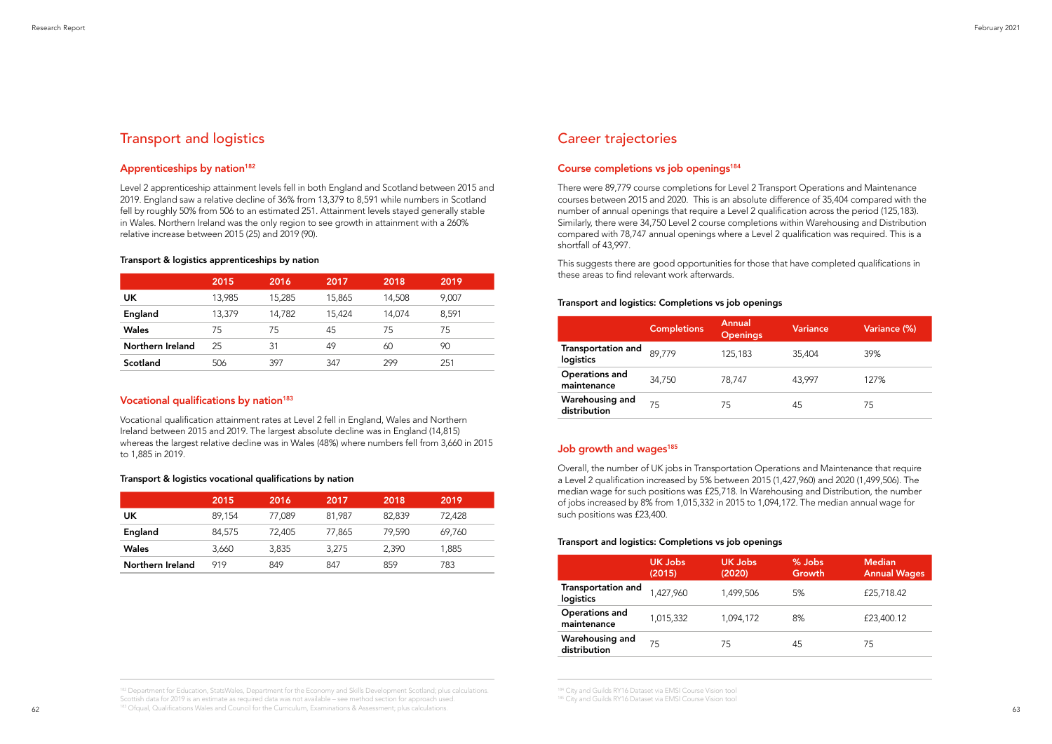# Transport and logistics

## Apprenticeships by nation[182]

Level 2 apprenticeship attainment levels fell in both England and Scotland between 2015 and 2019. England saw a relative decline of 36% from 13,379 to 8,591 while numbers in Scotland fell by roughly 50% from 506 to an estimated 251. Attainment levels stayed generally stable in Wales. Northern Ireland was the only region to see growth in attainment with a 260% relative increase between 2015 (25) and 2019 (90).

**Transport & logistics apprenticeships by nation**

| | 2015 | 2016 | 2017 | 2018 | 2019 |
|---|---|---|---|---|---|
| **UK** | 13,985 | 15,285 | 15,865 | 14,508 | 9,007 |
| **England** | 13,379 | 14,782 | 15,424 | 14,074 | 8,591 |
| **Wales** | 75 | 75 | 45 | 75 | 75 |
| **Northern Ireland** | 25 | 31 | 49 | 60 | 90 |
| **Scotland** | 506 | 397 | 347 | 299 | 251 |

## Vocational qualifications by nation[183]

Vocational qualification attainment rates at Level 2 fell in England, Wales and Northern Ireland between 2015 and 2019. The largest absolute decline was in England (14,815) whereas the largest relative decline was in Wales (48%) where numbers fell from 3,660 in 2015 to 1,885 in 2019.

**Transport & logistics vocational qualifications by nation**

| | 2015 | 2016 | 2017 | 2018 | 2019 |
|---|---|---|---|---|---|
| **UK** | 89,154 | 77,089 | 81,987 | 82,839 | 72,428 |
| **England** | 84,575 | 72,405 | 77,865 | 79,590 | 69,760 |
| **Wales** | 3,660 | 3,835 | 3,275 | 2,390 | 1,885 |
| **Northern Ireland** | 919 | 849 | 847 | 859 | 783 |

[182] Department for Education, StatsWales, Department for the Economy and Skills Development Scotland; plus calculations. Scottish data for 2019 is an estimate as required data was not available – see method section for approach used.

[183] Ofqual, Qualifications Wales and Council for the Curriculum, Examinations & Assessment; plus calculations.

# Career trajectories

## Course completions vs job openings[184]

There were 89,779 course completions for Level 2 Transport Operations and Maintenance courses between 2015 and 2020. This is an absolute difference of 35,404 compared with the number of annual openings that require a Level 2 qualification across the period (125,183). Similarly, there were 34,750 Level 2 course completions within Warehousing and Distribution compared with 78,747 annual openings where a Level 2 qualification was required. This is a shortfall of 43,997.

This suggests there are good opportunities for those that have completed qualifications in these areas to find relevant work afterwards.

**Transport and logistics: Completions vs job openings**

| | Completions | Annual Openings | Variance | Variance (%) |
|---|---|---|---|---|
| **Transportation and logistics** | 89,779 | 125,183 | 35,404 | 39% |
| **Operations and maintenance** | 34,750 | 78,747 | 43,997 | 127% |
| **Warehousing and distribution** | 75 | 75 | 45 | 75 |

## Job growth and wages[185]

Overall, the number of UK jobs in Transportation Operations and Maintenance that require a Level 2 qualification increased by 5% between 2015 (1,427,960) and 2020 (1,499,506). The median wage for such positions was £25,718. In Warehousing and Distribution, the number of jobs increased by 8% from 1,015,332 in 2015 to 1,094,172. The median annual wage for such positions was £23,400.

**Transport and logistics: Completions vs job openings**

| | UK Jobs (2015) | UK Jobs (2020) | % Jobs Growth | Median Annual Wages |
|---|---|---|---|---|
| **Transportation and logistics** | 1,427,960 | 1,499,506 | 5% | £25,718.42 |
| **Operations and maintenance** | 1,015,332 | 1,094,172 | 8% | £23,400.12 |
| **Warehousing and distribution** | 75 | 75 | 45 | 75 |

[184] City and Guilds RY16 Dataset via EMSI Course Vision tool

[185] City and Guilds RY16 Dataset via EMSI Course Vision tool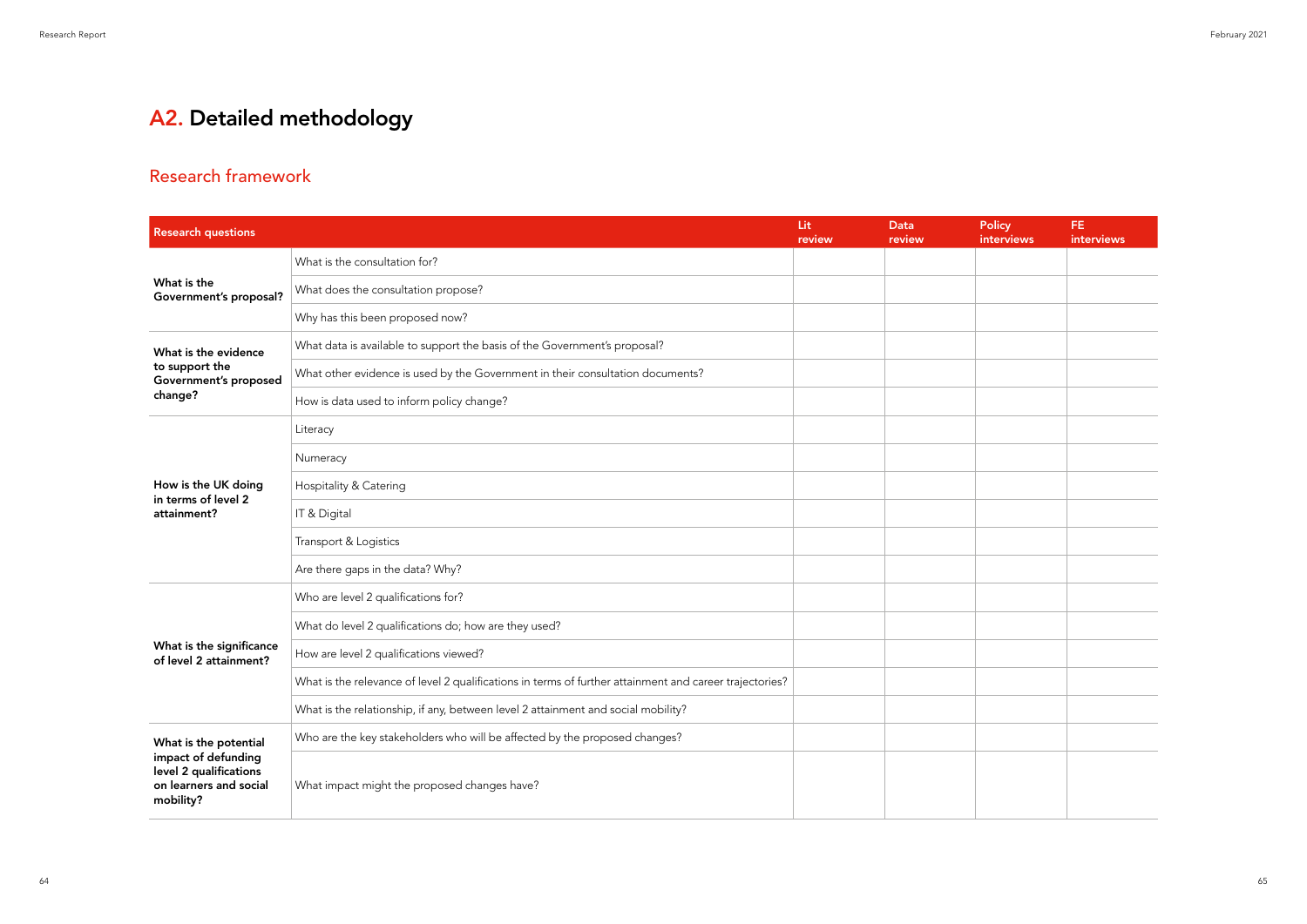# A2. Detailed methodology

## Research framework

| Research questions | | Lit review | Data review | Policy interviews | FE interviews |
|---|---|---|---|---|---|
| **What is the Government's proposal?** | What is the consultation for? | | | | |
| | What does the consultation propose? | | | | |
| | Why has this been proposed now? | | | | |
| **What is the evidence to support the Government's proposed change?** | What data is available to support the basis of the Government's proposal? | | | | |
| | What other evidence is used by the Government in their consultation documents? | | | | |
| | How is data used to inform policy change? | | | | |
| **How is the UK doing in terms of level 2 attainment?** | Literacy | | | | |
| | Numeracy | | | | |
| | Hospitality & Catering | | | | |
| | IT & Digital | | | | |
| | Transport & Logistics | | | | |
| | Are there gaps in the data? Why? | | | | |
| **What is the significance of level 2 attainment?** | Who are level 2 qualifications for? | | | | |
| | What do level 2 qualifications do; how are they used? | | | | |
| | How are level 2 qualifications viewed? | | | | |
| | What is the relevance of level 2 qualifications in terms of further attainment and career trajectories? | | | | |
| | What is the relationship, if any, between level 2 attainment and social mobility? | | | | |
| **What is the potential impact of defunding level 2 qualifications on learners and social mobility?** | Who are the key stakeholders who will be affected by the proposed changes? | | | | |
| | What impact might the proposed changes have? | | | | |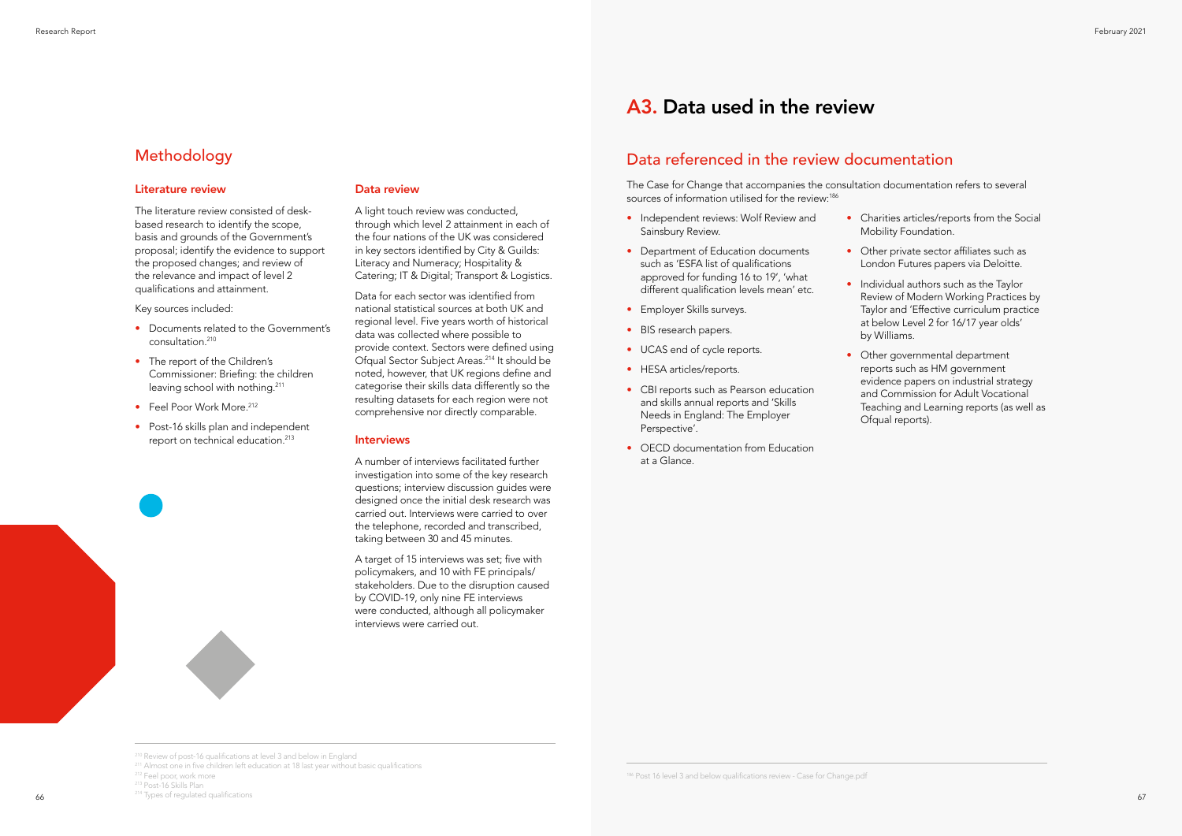## Methodology

### Literature review

The literature review consisted of desk-based research to identify the scope, basis and grounds of the Government's proposal; identify the evidence to support the proposed changes; and review of the relevance and impact of level 2 qualifications and attainment.

Key sources included:

- Documents related to the Government's consultation.[210]
- The report of the Children's Commissioner: Briefing: the children leaving school with nothing.[211]
- Feel Poor Work More.[212]
- Post-16 skills plan and independent report on technical education.[213]

### Data review

A light touch review was conducted, through which level 2 attainment in each of the four nations of the UK was considered in key sectors identified by City & Guilds: Literacy and Numeracy; Hospitality & Catering; IT & Digital; Transport & Logistics.

Data for each sector was identified from national statistical sources at both UK and regional level. Five years worth of historical data was collected where possible to provide context. Sectors were defined using Ofqual Sector Subject Areas.[214] It should be noted, however, that UK regions define and categorise their skills data differently so the resulting datasets for each region were not comprehensive nor directly comparable.

### Interviews

A number of interviews facilitated further investigation into some of the key research questions; interview discussion guides were designed once the initial desk research was carried out. Interviews were carried to over the telephone, recorded and transcribed, taking between 30 and 45 minutes.

A target of 15 interviews was set; five with policymakers, and 10 with FE principals/stakeholders. Due to the disruption caused by COVID-19, only nine FE interviews were conducted, although all policymaker interviews were carried out.

[210] Review of post-16 qualifications at level 3 and below in England
[211] Almost one in five children left education at 18 last year without basic qualifications
[212] Feel poor, work more
[213] Post-16 Skills Plan
[214] Types of regulated qualifications

# A3. Data used in the review

## Data referenced in the review documentation

The Case for Change that accompanies the consultation documentation refers to several sources of information utilised for the review:[186]

- Independent reviews: Wolf Review and Sainsbury Review.
- Department of Education documents such as 'ESFA list of qualifications approved for funding 16 to 19', 'what different qualification levels mean' etc.
- Employer Skills surveys.
- BIS research papers.
- UCAS end of cycle reports.
- HESA articles/reports.
- CBI reports such as Pearson education and skills annual reports and 'Skills Needs in England: The Employer Perspective'.
- OECD documentation from Education at a Glance.
- Charities articles/reports from the Social Mobility Foundation.
- Other private sector affiliates such as London Futures papers via Deloitte.
- Individual authors such as the Taylor Review of Modern Working Practices by Taylor and 'Effective curriculum practice at below Level 2 for 16/17 year olds' by Williams.
- Other governmental department reports such as HM government evidence papers on industrial strategy and Commission for Adult Vocational Teaching and Learning reports (as well as Ofqual reports).

[186] Post 16 level 3 and below qualifications review - Case for Change.pdf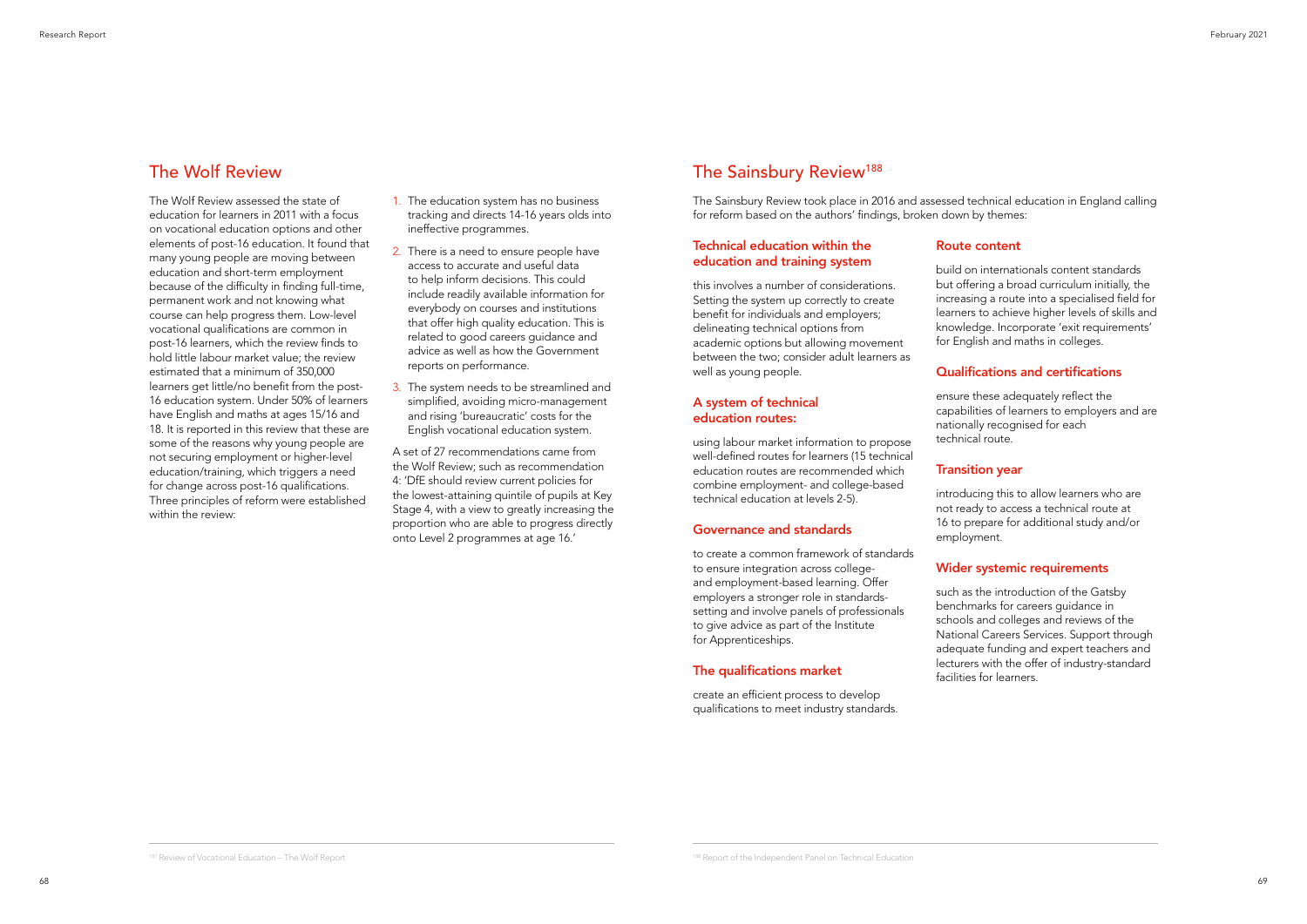## The Wolf Review

The Wolf Review assessed the state of education for learners in 2011 with a focus on vocational education options and other elements of post-16 education. It found that many young people are moving between education and short-term employment because of the difficulty in finding full-time, permanent work and not knowing what course can help progress them. Low-level vocational qualifications are common in post-16 learners, which the review finds to hold little labour market value; the review estimated that a minimum of 350,000 learners get little/no benefit from the post-16 education system. Under 50% of learners have English and maths at ages 15/16 and 18. It is reported in this review that these are some of the reasons why young people are not securing employment or higher-level education/training, which triggers a need for change across post-16 qualifications. Three principles of reform were established within the review:

1. The education system has no business tracking and directs 14-16 years olds into ineffective programmes.
2. There is a need to ensure people have access to accurate and useful data to help inform decisions. This could include readily available information for everybody on courses and institutions that offer high quality education. This is related to good careers guidance and advice as well as how the Government reports on performance.
3. The system needs to be streamlined and simplified, avoiding micro-management and rising 'bureaucratic' costs for the English vocational education system.

A set of 27 recommendations came from the Wolf Review; such as recommendation 4: 'DfE should review current policies for the lowest-attaining quintile of pupils at Key Stage 4, with a view to greatly increasing the proportion who are able to progress directly onto Level 2 programmes at age 16.'

[187] Review of Vocational Education – The Wolf Report

## The Sainsbury Review[188]

The Sainsbury Review took place in 2016 and assessed technical education in England calling for reform based on the authors' findings, broken down by themes:

### Technical education within the education and training system

this involves a number of considerations. Setting the system up correctly to create benefit for individuals and employers; delineating technical options from academic options but allowing movement between the two; consider adult learners as well as young people.

### A system of technical education routes:

using labour market information to propose well-defined routes for learners (15 technical education routes are recommended which combine employment- and college-based technical education at levels 2-5).

### Governance and standards

to create a common framework of standards to ensure integration across college- and employment-based learning. Offer employers a stronger role in standards-setting and involve panels of professionals to give advice as part of the Institute for Apprenticeships.

### The qualifications market

create an efficient process to develop qualifications to meet industry standards.

### Route content

build on internationals content standards but offering a broad curriculum initially, the increasing a route into a specialised field for learners to achieve higher levels of skills and knowledge. Incorporate 'exit requirements' for English and maths in colleges.

### Qualifications and certifications

ensure these adequately reflect the capabilities of learners to employers and are nationally recognised for each technical route.

### Transition year

introducing this to allow learners who are not ready to access a technical route at 16 to prepare for additional study and/or employment.

### Wider systemic requirements

such as the introduction of the Gatsby benchmarks for careers guidance in schools and colleges and reviews of the National Careers Services. Support through adequate funding and expert teachers and lecturers with the offer of industry-standard facilities for learners.

[188] Report of the Independent Panel on Technical Education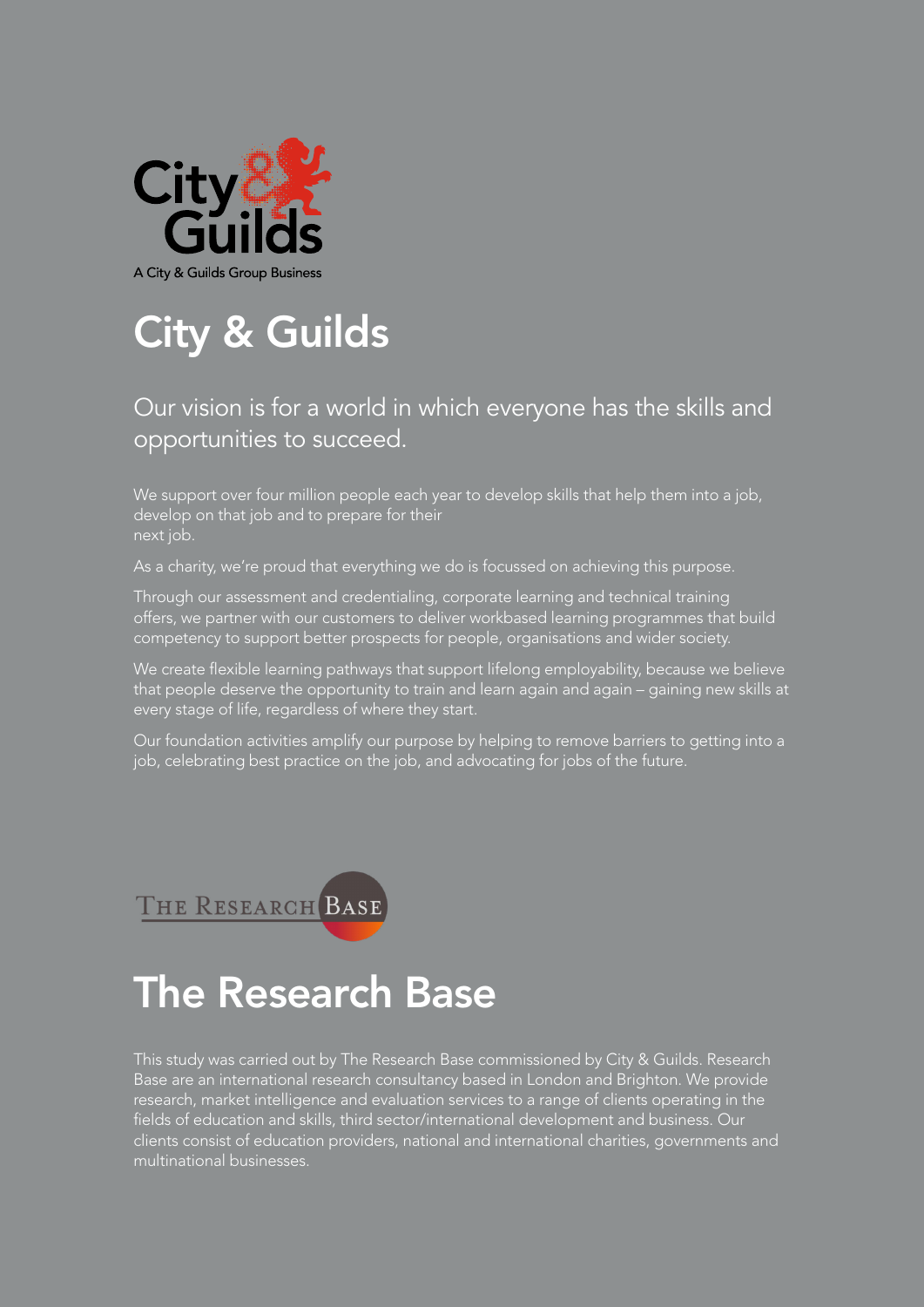City & Guilds

A City & Guilds Group Business

# City & Guilds

## Our vision is for a world in which everyone has the skills and opportunities to succeed.

We support over four million people each year to develop skills that help them into a job, develop on that job and to prepare for their next job.

As a charity, we're proud that everything we do is focussed on achieving this purpose.

Through our assessment and credentialing, corporate learning and technical training offers, we partner with our customers to deliver workbased learning programmes that build competency to support better prospects for people, organisations and wider society.

We create flexible learning pathways that support lifelong employability, because we believe that people deserve the opportunity to train and learn again and again – gaining new skills at every stage of life, regardless of where they start.

Our foundation activities amplify our purpose by helping to remove barriers to getting into a job, celebrating best practice on the job, and advocating for jobs of the future.

The Research Base

# The Research Base

This study was carried out by The Research Base commissioned by City & Guilds. Research Base are an international research consultancy based in London and Brighton. We provide research, market intelligence and evaluation services to a range of clients operating in the fields of education and skills, third sector/international development and business. Our clients consist of education providers, national and international charities, governments and multinational businesses.